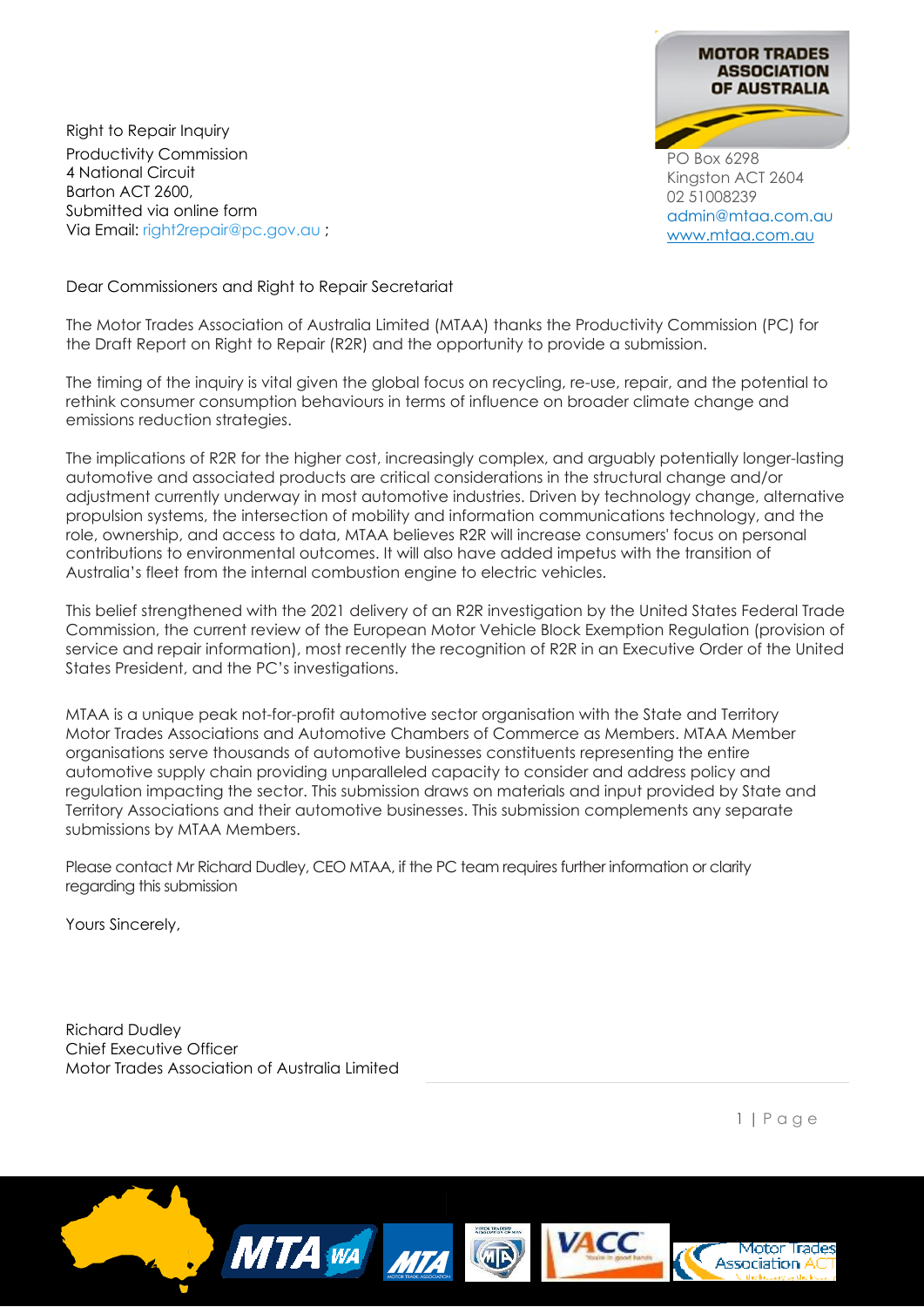MOTOR TRADES ASSOCIATION OF AUSTRALIA

PO Box 6298
Kingston ACT 2604
02 51008239
admin@mtaa.com.au
www.mtaa.com.au

Right to Repair Inquiry
Productivity Commission
4 National Circuit
Barton ACT 2600,
Submitted via online form
Via Email: right2repair@pc.gov.au ;

Dear Commissioners and Right to Repair Secretariat

The Motor Trades Association of Australia Limited (MTAA) thanks the Productivity Commission (PC) for the Draft Report on Right to Repair (R2R) and the opportunity to provide a submission.

The timing of the inquiry is vital given the global focus on recycling, re-use, repair, and the potential to rethink consumer consumption behaviours in terms of influence on broader climate change and emissions reduction strategies.

The implications of R2R for the higher cost, increasingly complex, and arguably potentially longer-lasting automotive and associated products are critical considerations in the structural change and/or adjustment currently underway in most automotive industries. Driven by technology change, alternative propulsion systems, the intersection of mobility and information communications technology, and the role, ownership, and access to data, MTAA believes R2R will increase consumers' focus on personal contributions to environmental outcomes. It will also have added impetus with the transition of Australia's fleet from the internal combustion engine to electric vehicles.

This belief strengthened with the 2021 delivery of an R2R investigation by the United States Federal Trade Commission, the current review of the European Motor Vehicle Block Exemption Regulation (provision of service and repair information), most recently the recognition of R2R in an Executive Order of the United States President, and the PC's investigations.

MTAA is a unique peak not-for-profit automotive sector organisation with the State and Territory Motor Trades Associations and Automotive Chambers of Commerce as Members. MTAA Member organisations serve thousands of automotive businesses constituents representing the entire automotive supply chain providing unparalleled capacity to consider and address policy and regulation impacting the sector. This submission draws on materials and input provided by State and Territory Associations and their automotive businesses. This submission complements any separate submissions by MTAA Members.

Please contact Mr Richard Dudley, CEO MTAA, if the PC team requires further information or clarity regarding this submission

Yours Sincerely,

Richard Dudley
Chief Executive Officer
Motor Trades Association of Australia Limited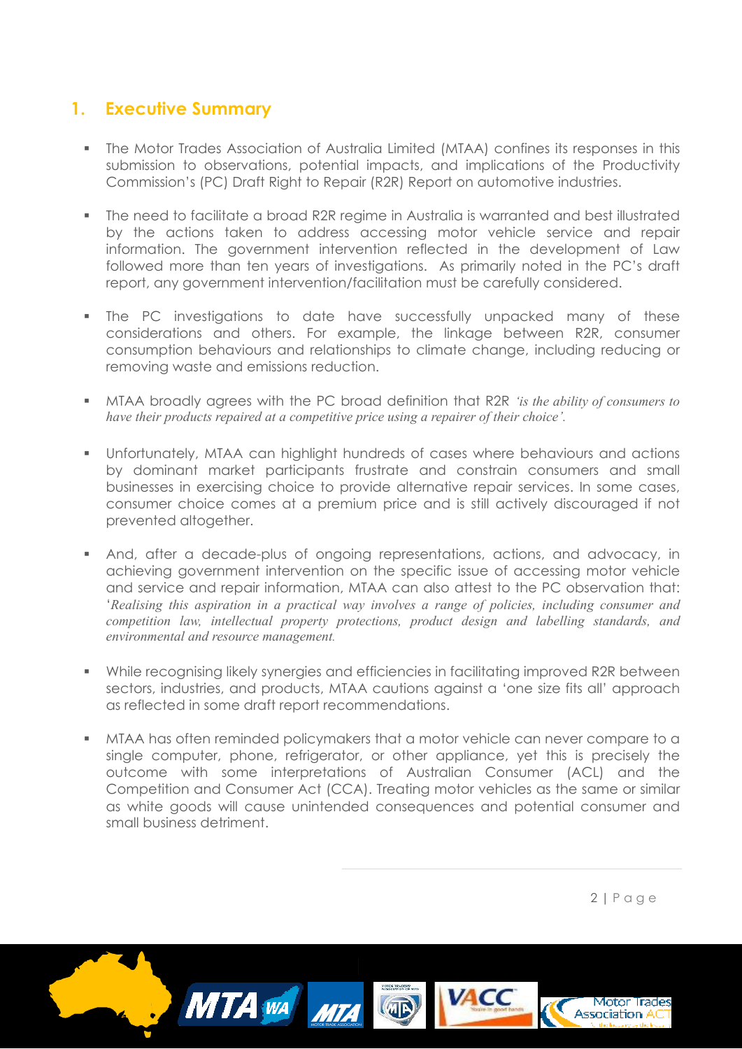## 1. Executive Summary

- The Motor Trades Association of Australia Limited (MTAA) confines its responses in this submission to observations, potential impacts, and implications of the Productivity Commission's (PC) Draft Right to Repair (R2R) Report on automotive industries.

- The need to facilitate a broad R2R regime in Australia is warranted and best illustrated by the actions taken to address accessing motor vehicle service and repair information. The government intervention reflected in the development of Law followed more than ten years of investigations. As primarily noted in the PC's draft report, any government intervention/facilitation must be carefully considered.

- The PC investigations to date have successfully unpacked many of these considerations and others. For example, the linkage between R2R, consumer consumption behaviours and relationships to climate change, including reducing or removing waste and emissions reduction.

- MTAA broadly agrees with the PC broad definition that R2R *'is the ability of consumers to have their products repaired at a competitive price using a repairer of their choice'.*

- Unfortunately, MTAA can highlight hundreds of cases where behaviours and actions by dominant market participants frustrate and constrain consumers and small businesses in exercising choice to provide alternative repair services. In some cases, consumer choice comes at a premium price and is still actively discouraged if not prevented altogether.

- And, after a decade-plus of ongoing representations, actions, and advocacy, in achieving government intervention on the specific issue of accessing motor vehicle and service and repair information, MTAA can also attest to the PC observation that: '*Realising this aspiration in a practical way involves a range of policies, including consumer and competition law, intellectual property protections, product design and labelling standards, and environmental and resource management.*

- While recognising likely synergies and efficiencies in facilitating improved R2R between sectors, industries, and products, MTAA cautions against a 'one size fits all' approach as reflected in some draft report recommendations.

- MTAA has often reminded policymakers that a motor vehicle can never compare to a single computer, phone, refrigerator, or other appliance, yet this is precisely the outcome with some interpretations of Australian Consumer (ACL) and the Competition and Consumer Act (CCA). Treating motor vehicles as the same or similar as white goods will cause unintended consequences and potential consumer and small business detriment.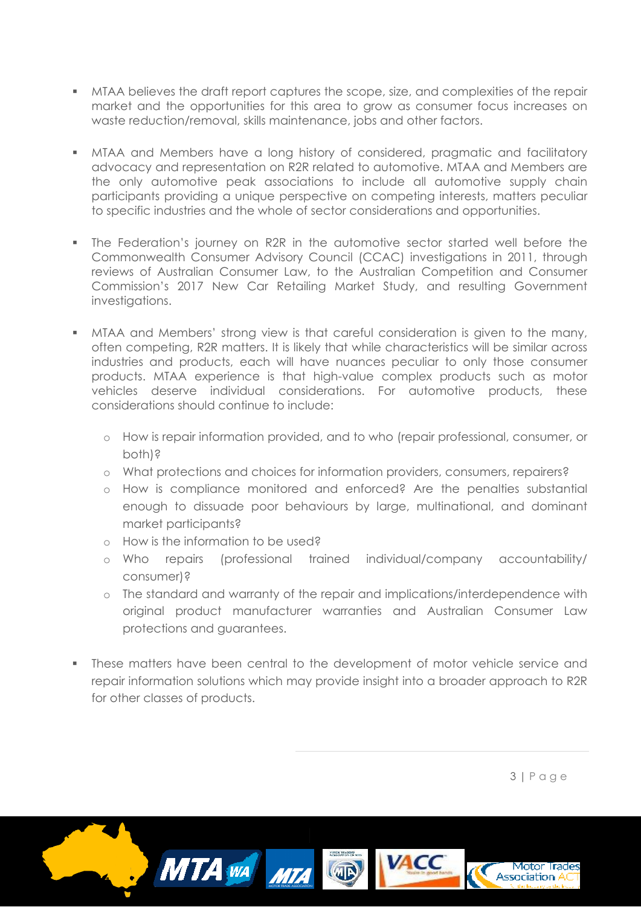- MTAA believes the draft report captures the scope, size, and complexities of the repair market and the opportunities for this area to grow as consumer focus increases on waste reduction/removal, skills maintenance, jobs and other factors.

- MTAA and Members have a long history of considered, pragmatic and facilitatory advocacy and representation on R2R related to automotive. MTAA and Members are the only automotive peak associations to include all automotive supply chain participants providing a unique perspective on competing interests, matters peculiar to specific industries and the whole of sector considerations and opportunities.

- The Federation's journey on R2R in the automotive sector started well before the Commonwealth Consumer Advisory Council (CCAC) investigations in 2011, through reviews of Australian Consumer Law, to the Australian Competition and Consumer Commission's 2017 New Car Retailing Market Study, and resulting Government investigations.

- MTAA and Members' strong view is that careful consideration is given to the many, often competing, R2R matters. It is likely that while characteristics will be similar across industries and products, each will have nuances peculiar to only those consumer products. MTAA experience is that high-value complex products such as motor vehicles deserve individual considerations. For automotive products, these considerations should continue to include:

  - How is repair information provided, and to who (repair professional, consumer, or both)?
  - What protections and choices for information providers, consumers, repairers?
  - How is compliance monitored and enforced? Are the penalties substantial enough to dissuade poor behaviours by large, multinational, and dominant market participants?
  - How is the information to be used?
  - Who repairs (professional trained individual/company accountability/ consumer)?
  - The standard and warranty of the repair and implications/interdependence with original product manufacturer warranties and Australian Consumer Law protections and guarantees.

- These matters have been central to the development of motor vehicle service and repair information solutions which may provide insight into a broader approach to R2R for other classes of products.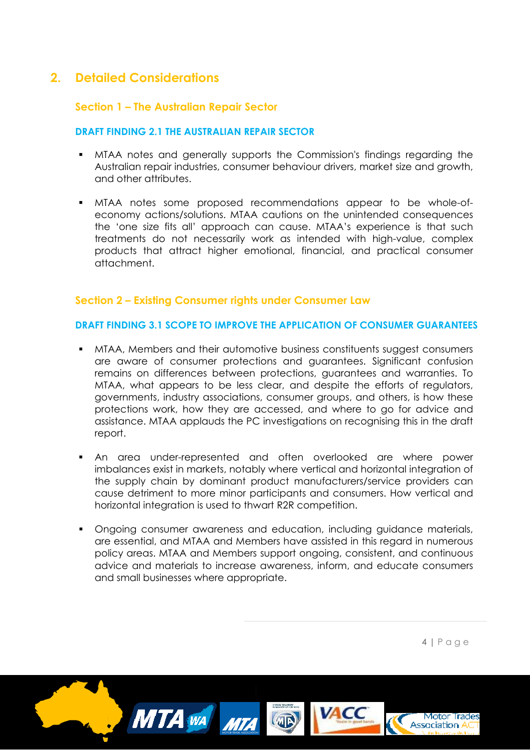## 2. Detailed Considerations

### Section 1 – The Australian Repair Sector

#### DRAFT FINDING 2.1 THE AUSTRALIAN REPAIR SECTOR

- MTAA notes and generally supports the Commission's findings regarding the Australian repair industries, consumer behaviour drivers, market size and growth, and other attributes.
- MTAA notes some proposed recommendations appear to be whole-of-economy actions/solutions. MTAA cautions on the unintended consequences the 'one size fits all' approach can cause. MTAA's experience is that such treatments do not necessarily work as intended with high-value, complex products that attract higher emotional, financial, and practical consumer attachment.

### Section 2 – Existing Consumer rights under Consumer Law

#### DRAFT FINDING 3.1 SCOPE TO IMPROVE THE APPLICATION OF CONSUMER GUARANTEES

- MTAA, Members and their automotive business constituents suggest consumers are aware of consumer protections and guarantees. Significant confusion remains on differences between protections, guarantees and warranties. To MTAA, what appears to be less clear, and despite the efforts of regulators, governments, industry associations, consumer groups, and others, is how these protections work, how they are accessed, and where to go for advice and assistance. MTAA applauds the PC investigations on recognising this in the draft report.
- An area under-represented and often overlooked are where power imbalances exist in markets, notably where vertical and horizontal integration of the supply chain by dominant product manufacturers/service providers can cause detriment to more minor participants and consumers. How vertical and horizontal integration is used to thwart R2R competition.
- Ongoing consumer awareness and education, including guidance materials, are essential, and MTAA and Members have assisted in this regard in numerous policy areas. MTAA and Members support ongoing, consistent, and continuous advice and materials to increase awareness, inform, and educate consumers and small businesses where appropriate.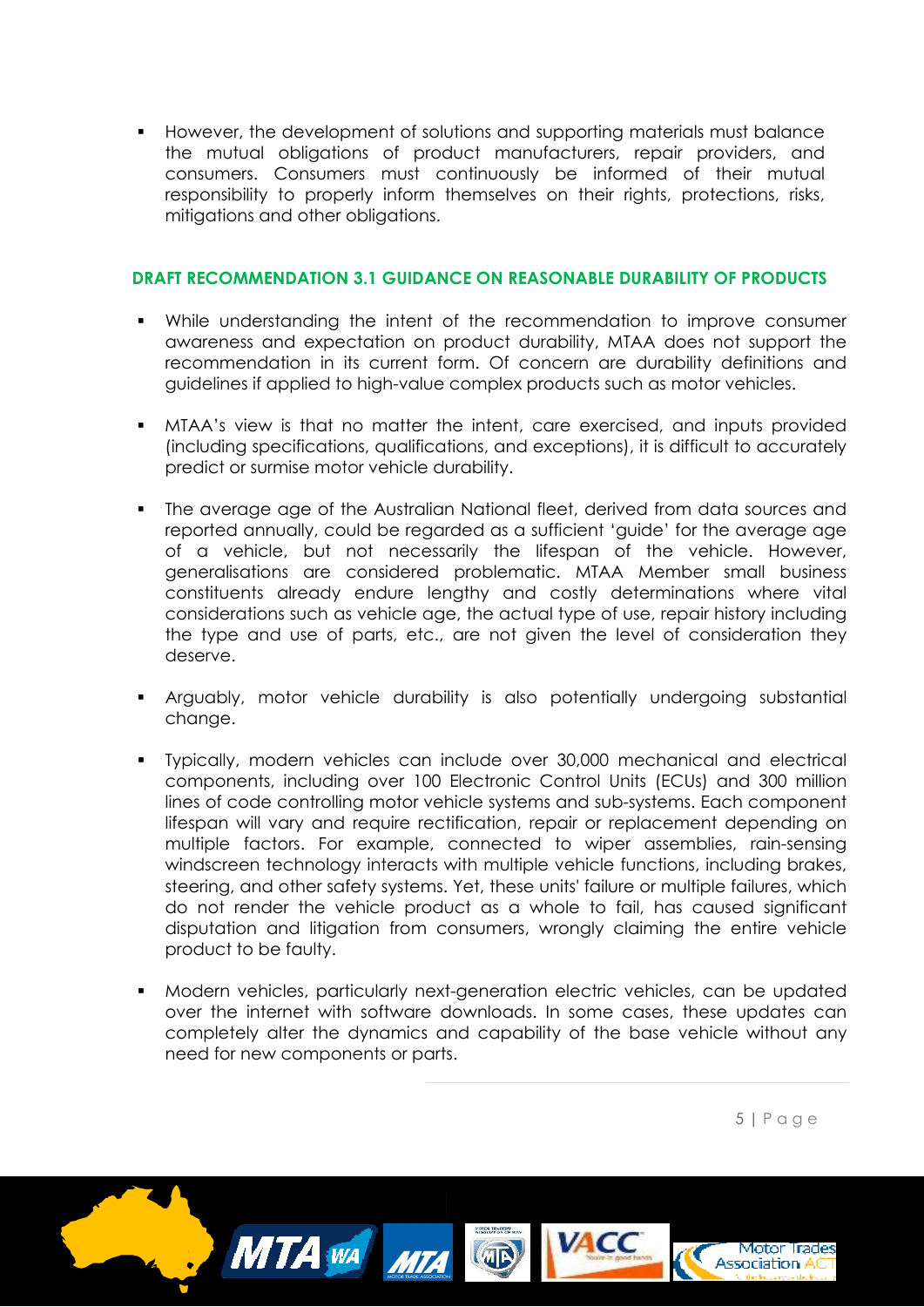- However, the development of solutions and supporting materials must balance the mutual obligations of product manufacturers, repair providers, and consumers. Consumers must continuously be informed of their mutual responsibility to properly inform themselves on their rights, protections, risks, mitigations and other obligations.

### DRAFT RECOMMENDATION 3.1 GUIDANCE ON REASONABLE DURABILITY OF PRODUCTS

- While understanding the intent of the recommendation to improve consumer awareness and expectation on product durability, MTAA does not support the recommendation in its current form. Of concern are durability definitions and guidelines if applied to high-value complex products such as motor vehicles.

- MTAA's view is that no matter the intent, care exercised, and inputs provided (including specifications, qualifications, and exceptions), it is difficult to accurately predict or surmise motor vehicle durability.

- The average age of the Australian National fleet, derived from data sources and reported annually, could be regarded as a sufficient 'guide' for the average age of a vehicle, but not necessarily the lifespan of the vehicle. However, generalisations are considered problematic. MTAA Member small business constituents already endure lengthy and costly determinations where vital considerations such as vehicle age, the actual type of use, repair history including the type and use of parts, etc., are not given the level of consideration they deserve.

- Arguably, motor vehicle durability is also potentially undergoing substantial change.

- Typically, modern vehicles can include over 30,000 mechanical and electrical components, including over 100 Electronic Control Units (ECUs) and 300 million lines of code controlling motor vehicle systems and sub-systems. Each component lifespan will vary and require rectification, repair or replacement depending on multiple factors. For example, connected to wiper assemblies, rain-sensing windscreen technology interacts with multiple vehicle functions, including brakes, steering, and other safety systems. Yet, these units' failure or multiple failures, which do not render the vehicle product as a whole to fail, has caused significant disputation and litigation from consumers, wrongly claiming the entire vehicle product to be faulty.

- Modern vehicles, particularly next-generation electric vehicles, can be updated over the internet with software downloads. In some cases, these updates can completely alter the dynamics and capability of the base vehicle without any need for new components or parts.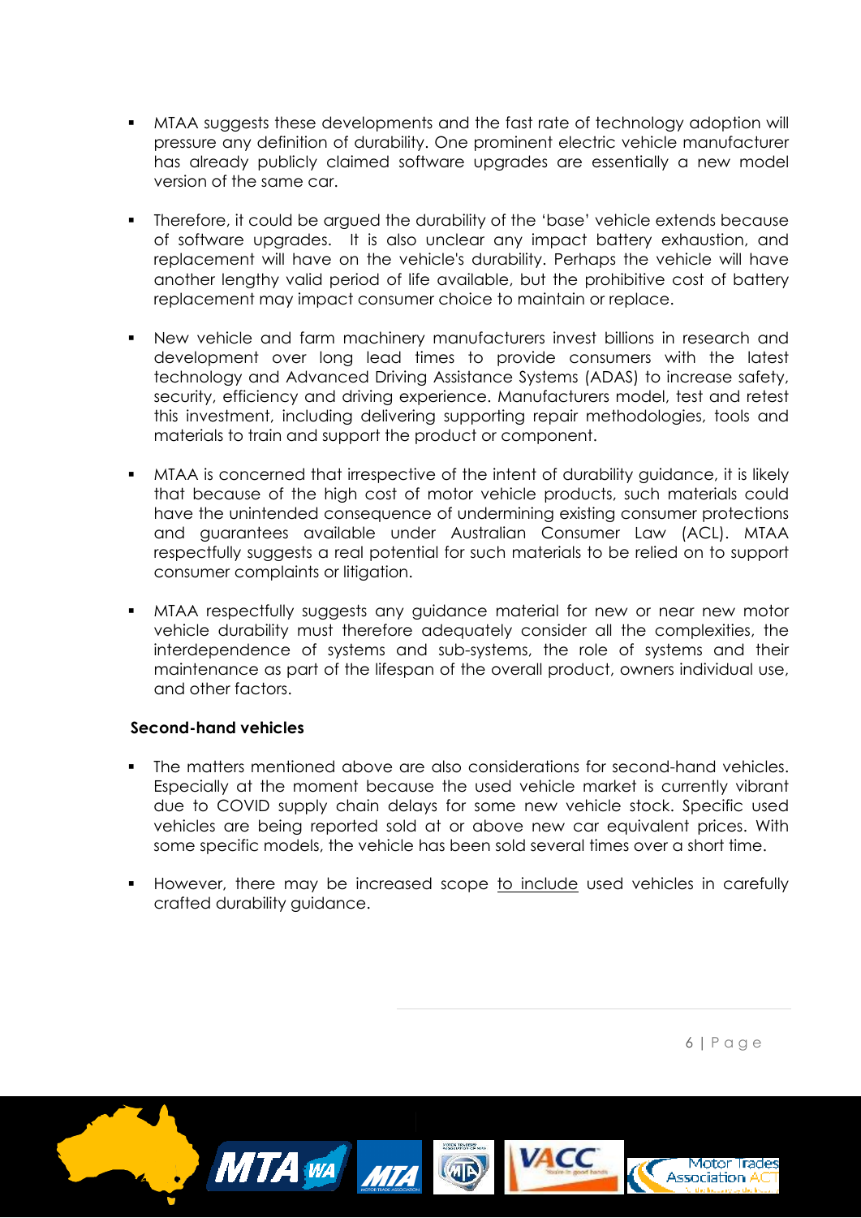- MTAA suggests these developments and the fast rate of technology adoption will pressure any definition of durability. One prominent electric vehicle manufacturer has already publicly claimed software upgrades are essentially a new model version of the same car.

- Therefore, it could be argued the durability of the 'base' vehicle extends because of software upgrades. It is also unclear any impact battery exhaustion, and replacement will have on the vehicle's durability. Perhaps the vehicle will have another lengthy valid period of life available, but the prohibitive cost of battery replacement may impact consumer choice to maintain or replace.

- New vehicle and farm machinery manufacturers invest billions in research and development over long lead times to provide consumers with the latest technology and Advanced Driving Assistance Systems (ADAS) to increase safety, security, efficiency and driving experience. Manufacturers model, test and retest this investment, including delivering supporting repair methodologies, tools and materials to train and support the product or component.

- MTAA is concerned that irrespective of the intent of durability guidance, it is likely that because of the high cost of motor vehicle products, such materials could have the unintended consequence of undermining existing consumer protections and guarantees available under Australian Consumer Law (ACL). MTAA respectfully suggests a real potential for such materials to be relied on to support consumer complaints or litigation.

- MTAA respectfully suggests any guidance material for new or near new motor vehicle durability must therefore adequately consider all the complexities, the interdependence of systems and sub-systems, the role of systems and their maintenance as part of the lifespan of the overall product, owners individual use, and other factors.

**Second-hand vehicles**

- The matters mentioned above are also considerations for second-hand vehicles. Especially at the moment because the used vehicle market is currently vibrant due to COVID supply chain delays for some new vehicle stock. Specific used vehicles are being reported sold at or above new car equivalent prices. With some specific models, the vehicle has been sold several times over a short time.

- However, there may be increased scope to include used vehicles in carefully crafted durability guidance.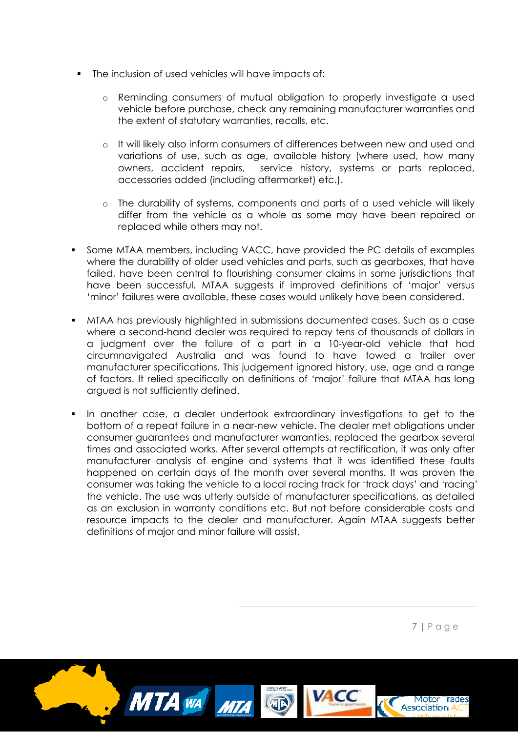- The inclusion of used vehicles will have impacts of:
    - Reminding consumers of mutual obligation to properly investigate a used vehicle before purchase, check any remaining manufacturer warranties and the extent of statutory warranties, recalls, etc.
    - It will likely also inform consumers of differences between new and used and variations of use, such as age, available history (where used, how many owners, accident repairs, service history, systems or parts replaced, accessories added (including aftermarket) etc.).
    - The durability of systems, components and parts of a used vehicle will likely differ from the vehicle as a whole as some may have been repaired or replaced while others may not.
- Some MTAA members, including VACC, have provided the PC details of examples where the durability of older used vehicles and parts, such as gearboxes, that have failed, have been central to flourishing consumer claims in some jurisdictions that have been successful. MTAA suggests if improved definitions of 'major' versus 'minor' failures were available, these cases would unlikely have been considered.
- MTAA has previously highlighted in submissions documented cases. Such as a case where a second-hand dealer was required to repay tens of thousands of dollars in a judgment over the failure of a part in a 10-year-old vehicle that had circumnavigated Australia and was found to have towed a trailer over manufacturer specifications. This judgement ignored history, use, age and a range of factors. It relied specifically on definitions of 'major' failure that MTAA has long argued is not sufficiently defined.
- In another case, a dealer undertook extraordinary investigations to get to the bottom of a repeat failure in a near-new vehicle. The dealer met obligations under consumer guarantees and manufacturer warranties, replaced the gearbox several times and associated works. After several attempts at rectification, it was only after manufacturer analysis of engine and systems that it was identified these faults happened on certain days of the month over several months. It was proven the consumer was taking the vehicle to a local racing track for 'track days' and 'racing' the vehicle. The use was utterly outside of manufacturer specifications, as detailed as an exclusion in warranty conditions etc. But not before considerable costs and resource impacts to the dealer and manufacturer. Again MTAA suggests better definitions of major and minor failure will assist.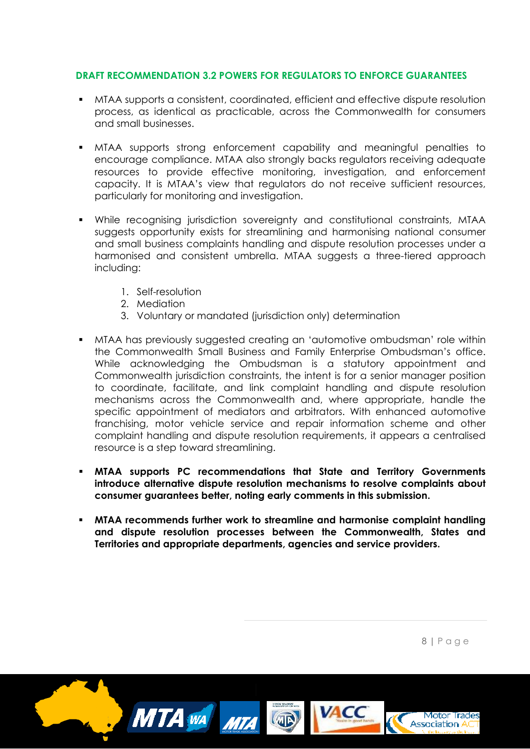### DRAFT RECOMMENDATION 3.2 POWERS FOR REGULATORS TO ENFORCE GUARANTEES

- MTAA supports a consistent, coordinated, efficient and effective dispute resolution process, as identical as practicable, across the Commonwealth for consumers and small businesses.

- MTAA supports strong enforcement capability and meaningful penalties to encourage compliance. MTAA also strongly backs regulators receiving adequate resources to provide effective monitoring, investigation, and enforcement capacity. It is MTAA's view that regulators do not receive sufficient resources, particularly for monitoring and investigation.

- While recognising jurisdiction sovereignty and constitutional constraints, MTAA suggests opportunity exists for streamlining and harmonising national consumer and small business complaints handling and dispute resolution processes under a harmonised and consistent umbrella. MTAA suggests a three-tiered approach including:

    1. Self-resolution
    2. Mediation
    3. Voluntary or mandated (jurisdiction only) determination

- MTAA has previously suggested creating an 'automotive ombudsman' role within the Commonwealth Small Business and Family Enterprise Ombudsman's office. While acknowledging the Ombudsman is a statutory appointment and Commonwealth jurisdiction constraints, the intent is for a senior manager position to coordinate, facilitate, and link complaint handling and dispute resolution mechanisms across the Commonwealth and, where appropriate, handle the specific appointment of mediators and arbitrators. With enhanced automotive franchising, motor vehicle service and repair information scheme and other complaint handling and dispute resolution requirements, it appears a centralised resource is a step toward streamlining.

- **MTAA supports PC recommendations that State and Territory Governments introduce alternative dispute resolution mechanisms to resolve complaints about consumer guarantees better, noting early comments in this submission.**

- **MTAA recommends further work to streamline and harmonise complaint handling and dispute resolution processes between the Commonwealth, States and Territories and appropriate departments, agencies and service providers.**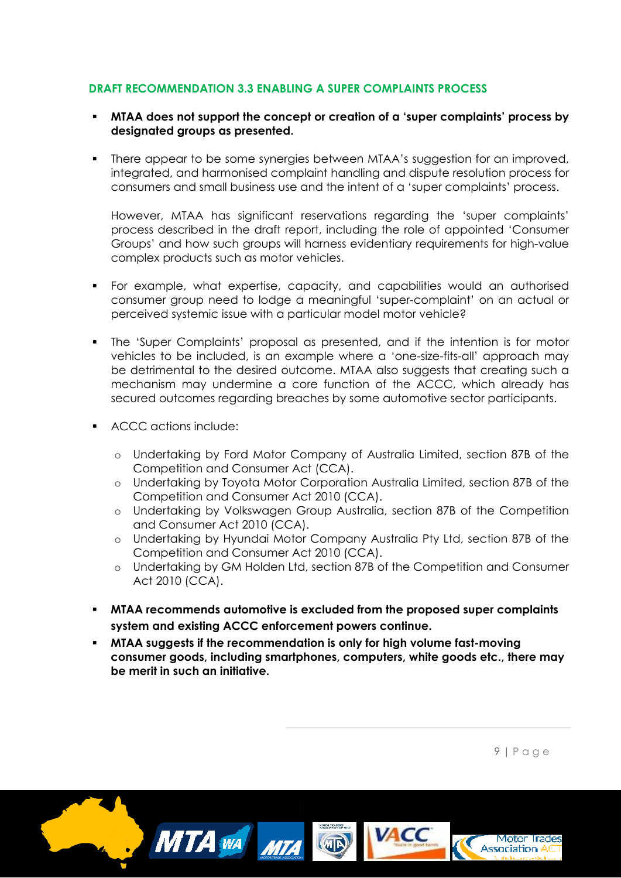## DRAFT RECOMMENDATION 3.3 ENABLING A SUPER COMPLAINTS PROCESS

- **MTAA does not support the concept or creation of a 'super complaints' process by designated groups as presented.**

- There appear to be some synergies between MTAA's suggestion for an improved, integrated, and harmonised complaint handling and dispute resolution process for consumers and small business use and the intent of a 'super complaints' process.

  However, MTAA has significant reservations regarding the 'super complaints' process described in the draft report, including the role of appointed 'Consumer Groups' and how such groups will harness evidentiary requirements for high-value complex products such as motor vehicles.

- For example, what expertise, capacity, and capabilities would an authorised consumer group need to lodge a meaningful 'super-complaint' on an actual or perceived systemic issue with a particular model motor vehicle?

- The 'Super Complaints' proposal as presented, and if the intention is for motor vehicles to be included, is an example where a 'one-size-fits-all' approach may be detrimental to the desired outcome. MTAA also suggests that creating such a mechanism may undermine a core function of the ACCC, which already has secured outcomes regarding breaches by some automotive sector participants.

- ACCC actions include:

  - Undertaking by Ford Motor Company of Australia Limited, section 87B of the Competition and Consumer Act (CCA).
  - Undertaking by Toyota Motor Corporation Australia Limited, section 87B of the Competition and Consumer Act 2010 (CCA).
  - Undertaking by Volkswagen Group Australia, section 87B of the Competition and Consumer Act 2010 (CCA).
  - Undertaking by Hyundai Motor Company Australia Pty Ltd, section 87B of the Competition and Consumer Act 2010 (CCA).
  - Undertaking by GM Holden Ltd, section 87B of the Competition and Consumer Act 2010 (CCA).

- **MTAA recommends automotive is excluded from the proposed super complaints system and existing ACCC enforcement powers continue.**
- **MTAA suggests if the recommendation is only for high volume fast-moving consumer goods, including smartphones, computers, white goods etc., there may be merit in such an initiative.**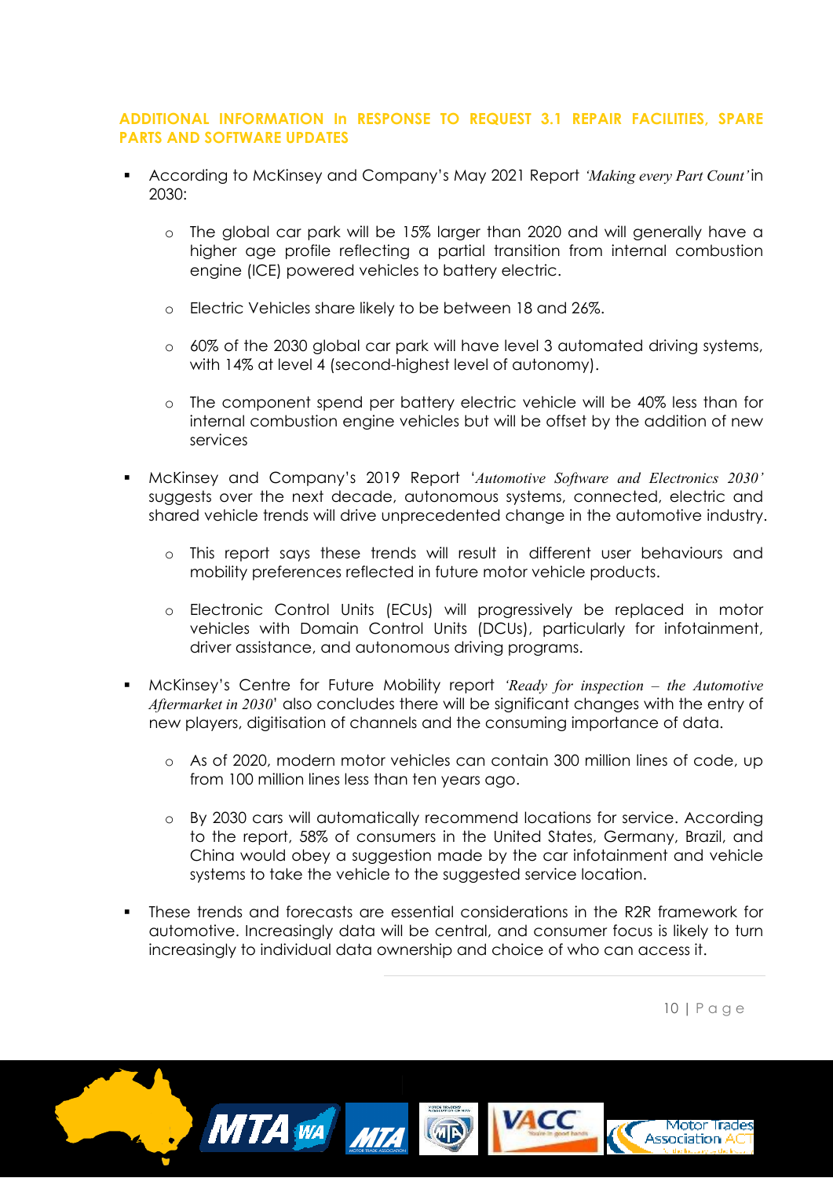## ADDITIONAL INFORMATION In RESPONSE TO REQUEST 3.1 REPAIR FACILITIES, SPARE PARTS AND SOFTWARE UPDATES

- According to McKinsey and Company's May 2021 Report *'Making every Part Count'* in 2030:
  - The global car park will be 15% larger than 2020 and will generally have a higher age profile reflecting a partial transition from internal combustion engine (ICE) powered vehicles to battery electric.
  - Electric Vehicles share likely to be between 18 and 26%.
  - 60% of the 2030 global car park will have level 3 automated driving systems, with 14% at level 4 (second-highest level of autonomy).
  - The component spend per battery electric vehicle will be 40% less than for internal combustion engine vehicles but will be offset by the addition of new services
- McKinsey and Company's 2019 Report '*Automotive Software and Electronics 2030'* suggests over the next decade, autonomous systems, connected, electric and shared vehicle trends will drive unprecedented change in the automotive industry.
  - This report says these trends will result in different user behaviours and mobility preferences reflected in future motor vehicle products.
  - Electronic Control Units (ECUs) will progressively be replaced in motor vehicles with Domain Control Units (DCUs), particularly for infotainment, driver assistance, and autonomous driving programs.
- McKinsey's Centre for Future Mobility report *'Ready for inspection – the Automotive Aftermarket in 2030*' also concludes there will be significant changes with the entry of new players, digitisation of channels and the consuming importance of data.
  - As of 2020, modern motor vehicles can contain 300 million lines of code, up from 100 million lines less than ten years ago.
  - By 2030 cars will automatically recommend locations for service. According to the report, 58% of consumers in the United States, Germany, Brazil, and China would obey a suggestion made by the car infotainment and vehicle systems to take the vehicle to the suggested service location.
- These trends and forecasts are essential considerations in the R2R framework for automotive. Increasingly data will be central, and consumer focus is likely to turn increasingly to individual data ownership and choice of who can access it.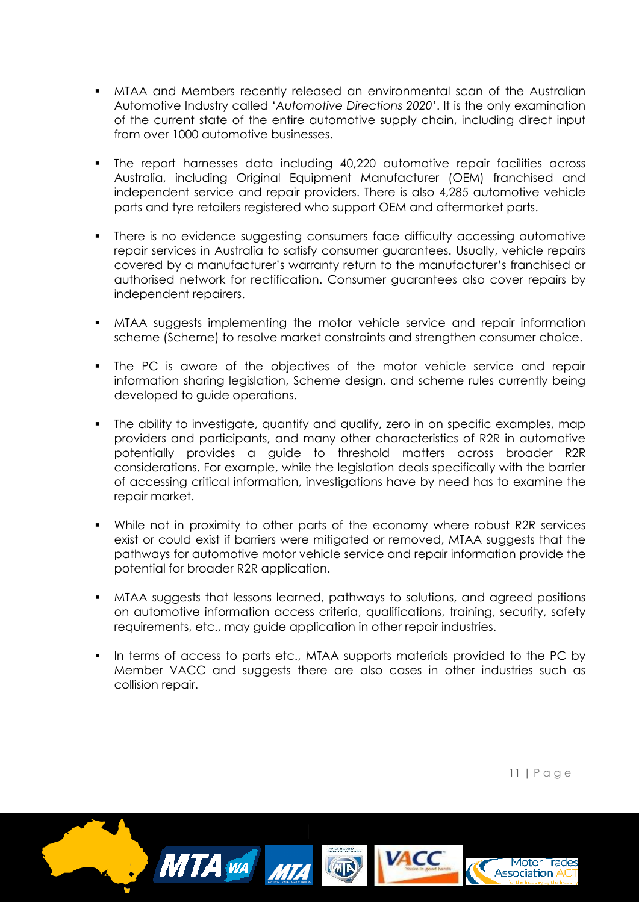- MTAA and Members recently released an environmental scan of the Australian Automotive Industry called '*Automotive Directions 2020*'. It is the only examination of the current state of the entire automotive supply chain, including direct input from over 1000 automotive businesses.

- The report harnesses data including 40,220 automotive repair facilities across Australia, including Original Equipment Manufacturer (OEM) franchised and independent service and repair providers. There is also 4,285 automotive vehicle parts and tyre retailers registered who support OEM and aftermarket parts.

- There is no evidence suggesting consumers face difficulty accessing automotive repair services in Australia to satisfy consumer guarantees. Usually, vehicle repairs covered by a manufacturer's warranty return to the manufacturer's franchised or authorised network for rectification. Consumer guarantees also cover repairs by independent repairers.

- MTAA suggests implementing the motor vehicle service and repair information scheme (Scheme) to resolve market constraints and strengthen consumer choice.

- The PC is aware of the objectives of the motor vehicle service and repair information sharing legislation, Scheme design, and scheme rules currently being developed to guide operations.

- The ability to investigate, quantify and qualify, zero in on specific examples, map providers and participants, and many other characteristics of R2R in automotive potentially provides a guide to threshold matters across broader R2R considerations. For example, while the legislation deals specifically with the barrier of accessing critical information, investigations have by need has to examine the repair market.

- While not in proximity to other parts of the economy where robust R2R services exist or could exist if barriers were mitigated or removed, MTAA suggests that the pathways for automotive motor vehicle service and repair information provide the potential for broader R2R application.

- MTAA suggests that lessons learned, pathways to solutions, and agreed positions on automotive information access criteria, qualifications, training, security, safety requirements, etc., may guide application in other repair industries.

- In terms of access to parts etc., MTAA supports materials provided to the PC by Member VACC and suggests there are also cases in other industries such as collision repair.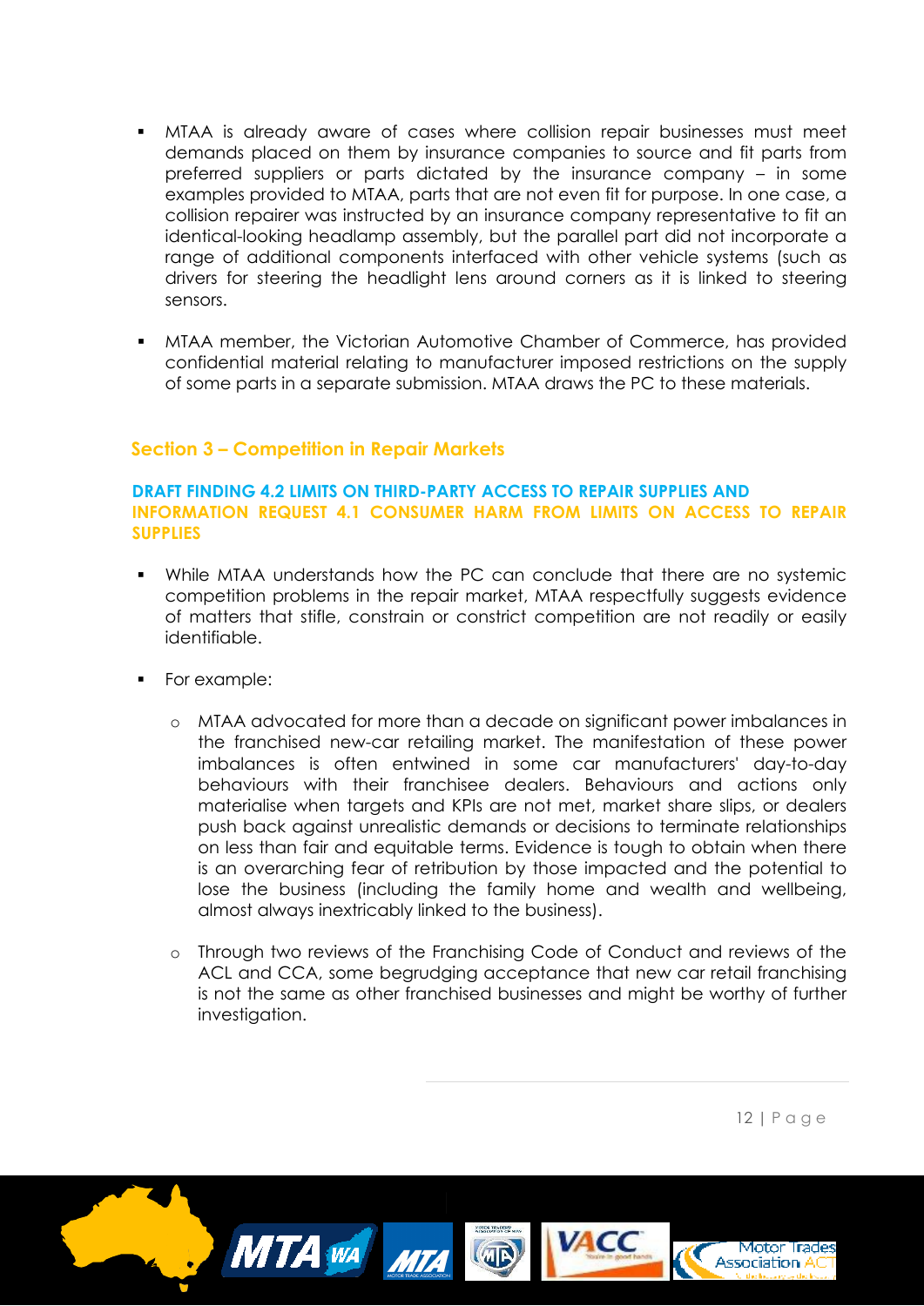- MTAA is already aware of cases where collision repair businesses must meet demands placed on them by insurance companies to source and fit parts from preferred suppliers or parts dictated by the insurance company – in some examples provided to MTAA, parts that are not even fit for purpose. In one case, a collision repairer was instructed by an insurance company representative to fit an identical-looking headlamp assembly, but the parallel part did not incorporate a range of additional components interfaced with other vehicle systems (such as drivers for steering the headlight lens around corners as it is linked to steering sensors.

- MTAA member, the Victorian Automotive Chamber of Commerce, has provided confidential material relating to manufacturer imposed restrictions on the supply of some parts in a separate submission. MTAA draws the PC to these materials.

## Section 3 – Competition in Repair Markets

### DRAFT FINDING 4.2 LIMITS ON THIRD-PARTY ACCESS TO REPAIR SUPPLIES AND INFORMATION REQUEST 4.1 CONSUMER HARM FROM LIMITS ON ACCESS TO REPAIR SUPPLIES

- While MTAA understands how the PC can conclude that there are no systemic competition problems in the repair market, MTAA respectfully suggests evidence of matters that stifle, constrain or constrict competition are not readily or easily identifiable.

- For example:

  - MTAA advocated for more than a decade on significant power imbalances in the franchised new-car retailing market. The manifestation of these power imbalances is often entwined in some car manufacturers' day-to-day behaviours with their franchisee dealers. Behaviours and actions only materialise when targets and KPIs are not met, market share slips, or dealers push back against unrealistic demands or decisions to terminate relationships on less than fair and equitable terms. Evidence is tough to obtain when there is an overarching fear of retribution by those impacted and the potential to lose the business (including the family home and wealth and wellbeing, almost always inextricably linked to the business).

  - Through two reviews of the Franchising Code of Conduct and reviews of the ACL and CCA, some begrudging acceptance that new car retail franchising is not the same as other franchised businesses and might be worthy of further investigation.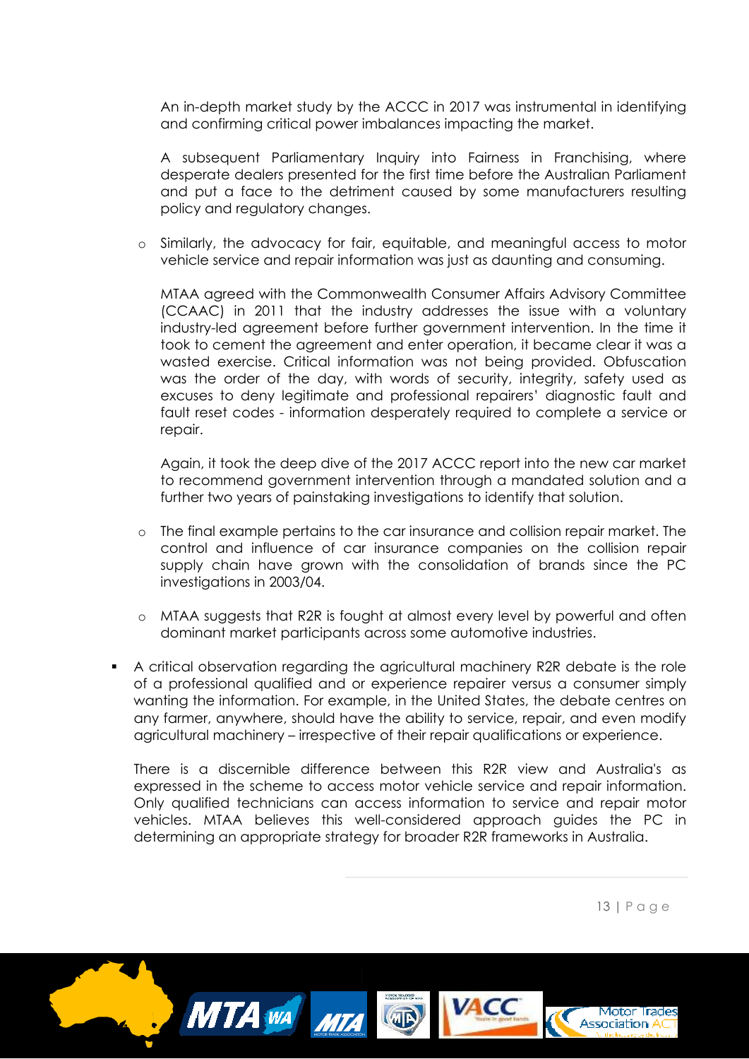An in-depth market study by the ACCC in 2017 was instrumental in identifying and confirming critical power imbalances impacting the market.

A subsequent Parliamentary Inquiry into Fairness in Franchising, where desperate dealers presented for the first time before the Australian Parliament and put a face to the detriment caused by some manufacturers resulting policy and regulatory changes.

- Similarly, the advocacy for fair, equitable, and meaningful access to motor vehicle service and repair information was just as daunting and consuming.

  MTAA agreed with the Commonwealth Consumer Affairs Advisory Committee (CCAAC) in 2011 that the industry addresses the issue with a voluntary industry-led agreement before further government intervention. In the time it took to cement the agreement and enter operation, it became clear it was a wasted exercise. Critical information was not being provided. Obfuscation was the order of the day, with words of security, integrity, safety used as excuses to deny legitimate and professional repairers' diagnostic fault and fault reset codes - information desperately required to complete a service or repair.

  Again, it took the deep dive of the 2017 ACCC report into the new car market to recommend government intervention through a mandated solution and a further two years of painstaking investigations to identify that solution.

- The final example pertains to the car insurance and collision repair market. The control and influence of car insurance companies on the collision repair supply chain have grown with the consolidation of brands since the PC investigations in 2003/04.

- MTAA suggests that R2R is fought at almost every level by powerful and often dominant market participants across some automotive industries.

- A critical observation regarding the agricultural machinery R2R debate is the role of a professional qualified and or experience repairer versus a consumer simply wanting the information. For example, in the United States, the debate centres on any farmer, anywhere, should have the ability to service, repair, and even modify agricultural machinery – irrespective of their repair qualifications or experience.

  There is a discernible difference between this R2R view and Australia's as expressed in the scheme to access motor vehicle service and repair information. Only qualified technicians can access information to service and repair motor vehicles. MTAA believes this well-considered approach guides the PC in determining an appropriate strategy for broader R2R frameworks in Australia.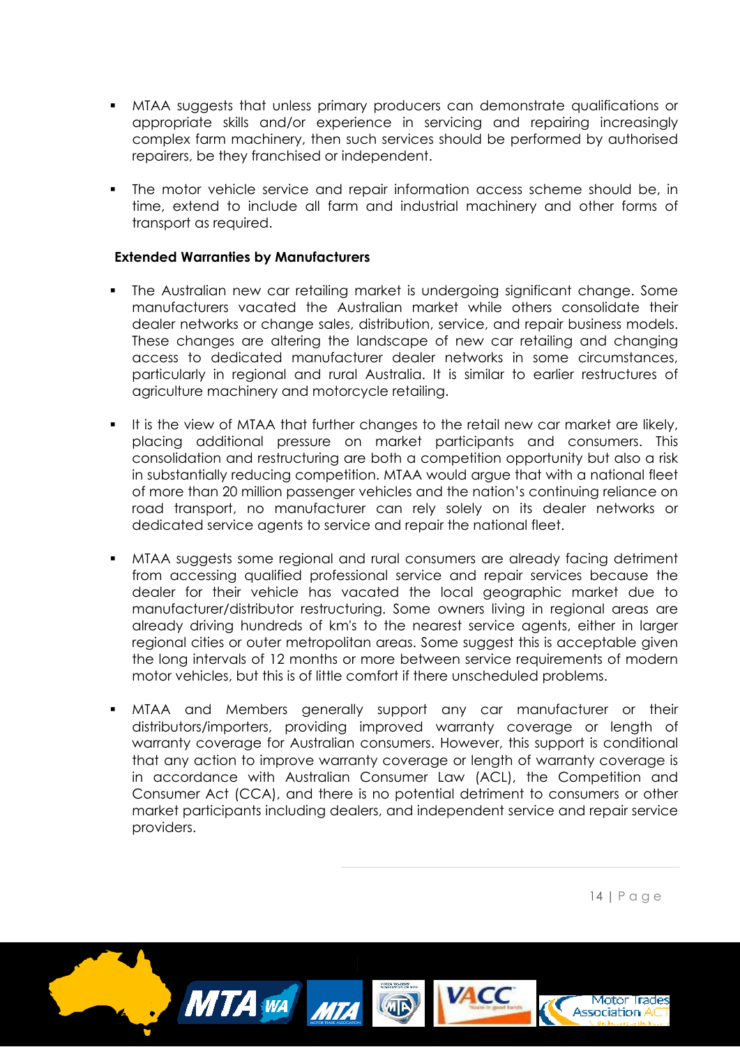- MTAA suggests that unless primary producers can demonstrate qualifications or appropriate skills and/or experience in servicing and repairing increasingly complex farm machinery, then such services should be performed by authorised repairers, be they franchised or independent.

- The motor vehicle service and repair information access scheme should be, in time, extend to include all farm and industrial machinery and other forms of transport as required.

**Extended Warranties by Manufacturers**

- The Australian new car retailing market is undergoing significant change. Some manufacturers vacated the Australian market while others consolidate their dealer networks or change sales, distribution, service, and repair business models. These changes are altering the landscape of new car retailing and changing access to dedicated manufacturer dealer networks in some circumstances, particularly in regional and rural Australia. It is similar to earlier restructures of agriculture machinery and motorcycle retailing.

- It is the view of MTAA that further changes to the retail new car market are likely, placing additional pressure on market participants and consumers. This consolidation and restructuring are both a competition opportunity but also a risk in substantially reducing competition. MTAA would argue that with a national fleet of more than 20 million passenger vehicles and the nation's continuing reliance on road transport, no manufacturer can rely solely on its dealer networks or dedicated service agents to service and repair the national fleet.

- MTAA suggests some regional and rural consumers are already facing detriment from accessing qualified professional service and repair services because the dealer for their vehicle has vacated the local geographic market due to manufacturer/distributor restructuring. Some owners living in regional areas are already driving hundreds of km's to the nearest service agents, either in larger regional cities or outer metropolitan areas. Some suggest this is acceptable given the long intervals of 12 months or more between service requirements of modern motor vehicles, but this is of little comfort if there unscheduled problems.

- MTAA and Members generally support any car manufacturer or their distributors/importers, providing improved warranty coverage or length of warranty coverage for Australian consumers. However, this support is conditional that any action to improve warranty coverage or length of warranty coverage is in accordance with Australian Consumer Law (ACL), the Competition and Consumer Act (CCA), and there is no potential detriment to consumers or other market participants including dealers, and independent service and repair service providers.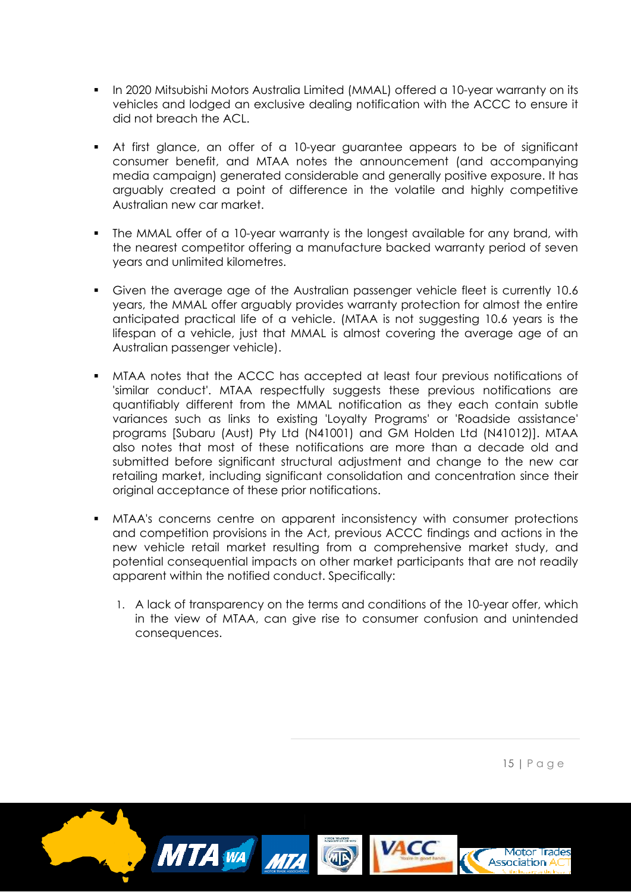- In 2020 Mitsubishi Motors Australia Limited (MMAL) offered a 10-year warranty on its vehicles and lodged an exclusive dealing notification with the ACCC to ensure it did not breach the ACL.

- At first glance, an offer of a 10-year guarantee appears to be of significant consumer benefit, and MTAA notes the announcement (and accompanying media campaign) generated considerable and generally positive exposure. It has arguably created a point of difference in the volatile and highly competitive Australian new car market.

- The MMAL offer of a 10-year warranty is the longest available for any brand, with the nearest competitor offering a manufacture backed warranty period of seven years and unlimited kilometres.

- Given the average age of the Australian passenger vehicle fleet is currently 10.6 years, the MMAL offer arguably provides warranty protection for almost the entire anticipated practical life of a vehicle. (MTAA is not suggesting 10.6 years is the lifespan of a vehicle, just that MMAL is almost covering the average age of an Australian passenger vehicle).

- MTAA notes that the ACCC has accepted at least four previous notifications of 'similar conduct'. MTAA respectfully suggests these previous notifications are quantifiably different from the MMAL notification as they each contain subtle variances such as links to existing 'Loyalty Programs' or 'Roadside assistance' programs [Subaru (Aust) Pty Ltd (N41001) and GM Holden Ltd (N41012)]. MTAA also notes that most of these notifications are more than a decade old and submitted before significant structural adjustment and change to the new car retailing market, including significant consolidation and concentration since their original acceptance of these prior notifications.

- MTAA's concerns centre on apparent inconsistency with consumer protections and competition provisions in the Act, previous ACCC findings and actions in the new vehicle retail market resulting from a comprehensive market study, and potential consequential impacts on other market participants that are not readily apparent within the notified conduct. Specifically:

  1. A lack of transparency on the terms and conditions of the 10-year offer, which in the view of MTAA, can give rise to consumer confusion and unintended consequences.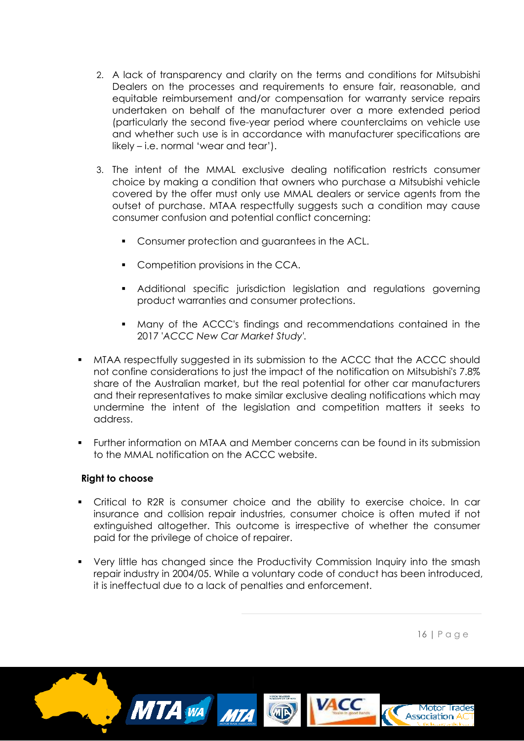2. A lack of transparency and clarity on the terms and conditions for Mitsubishi Dealers on the processes and requirements to ensure fair, reasonable, and equitable reimbursement and/or compensation for warranty service repairs undertaken on behalf of the manufacturer over a more extended period (particularly the second five-year period where counterclaims on vehicle use and whether such use is in accordance with manufacturer specifications are likely – i.e. normal 'wear and tear').

3. The intent of the MMAL exclusive dealing notification restricts consumer choice by making a condition that owners who purchase a Mitsubishi vehicle covered by the offer must only use MMAL dealers or service agents from the outset of purchase. MTAA respectfully suggests such a condition may cause consumer confusion and potential conflict concerning:

   - Consumer protection and guarantees in the ACL.
   - Competition provisions in the CCA.
   - Additional specific jurisdiction legislation and regulations governing product warranties and consumer protections.
   - Many of the ACCC's findings and recommendations contained in the 2017 '*ACCC New Car Market Study*'.

- MTAA respectfully suggested in its submission to the ACCC that the ACCC should not confine considerations to just the impact of the notification on Mitsubishi's 7.8% share of the Australian market, but the real potential for other car manufacturers and their representatives to make similar exclusive dealing notifications which may undermine the intent of the legislation and competition matters it seeks to address.
- Further information on MTAA and Member concerns can be found in its submission to the MMAL notification on the ACCC website.

**Right to choose**

- Critical to R2R is consumer choice and the ability to exercise choice. In car insurance and collision repair industries, consumer choice is often muted if not extinguished altogether. This outcome is irrespective of whether the consumer paid for the privilege of choice of repairer.
- Very little has changed since the Productivity Commission Inquiry into the smash repair industry in 2004/05. While a voluntary code of conduct has been introduced, it is ineffectual due to a lack of penalties and enforcement.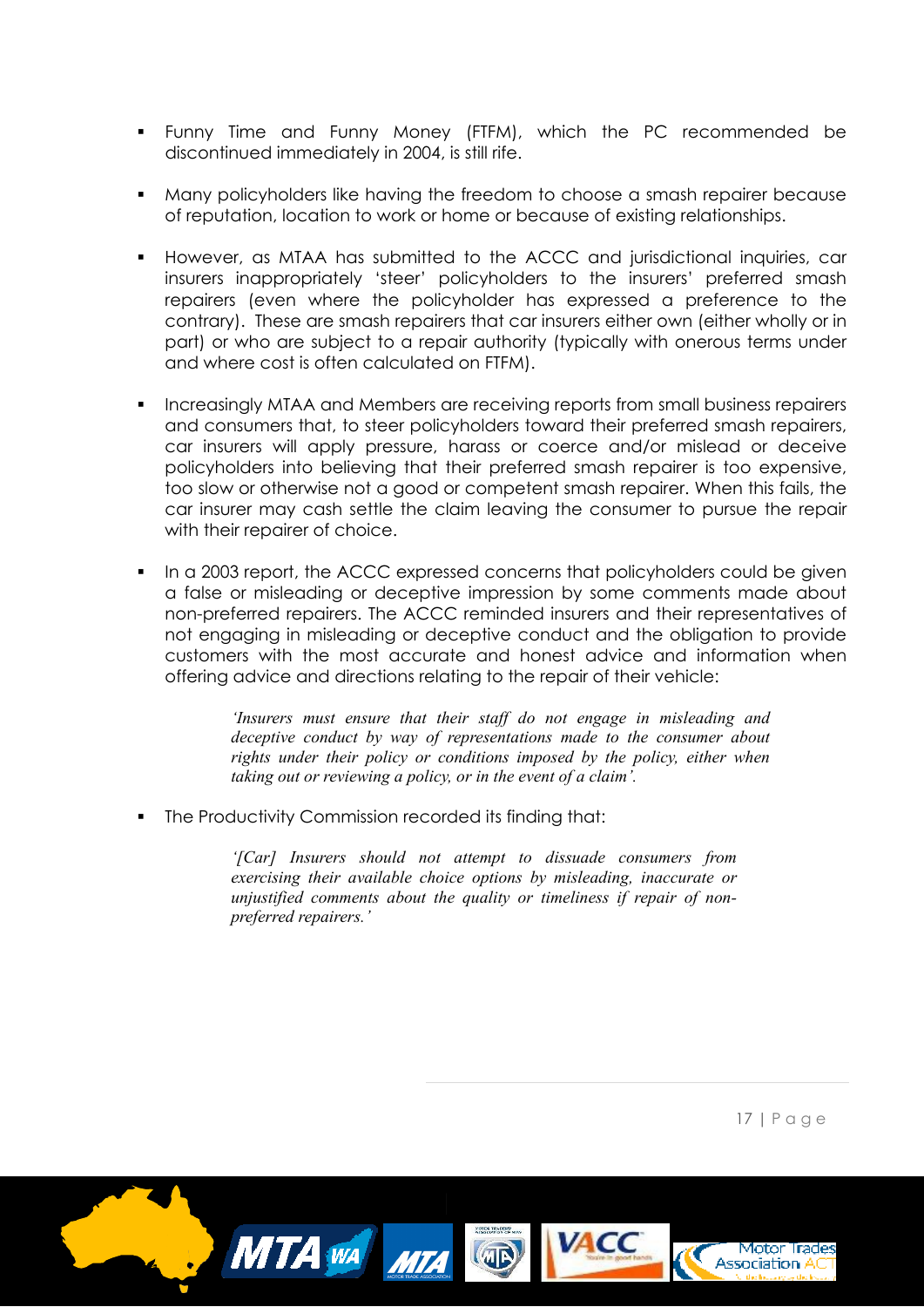- Funny Time and Funny Money (FTFM), which the PC recommended be discontinued immediately in 2004, is still rife.

- Many policyholders like having the freedom to choose a smash repairer because of reputation, location to work or home or because of existing relationships.

- However, as MTAA has submitted to the ACCC and jurisdictional inquiries, car insurers inappropriately 'steer' policyholders to the insurers' preferred smash repairers (even where the policyholder has expressed a preference to the contrary). These are smash repairers that car insurers either own (either wholly or in part) or who are subject to a repair authority (typically with onerous terms under and where cost is often calculated on FTFM).

- Increasingly MTAA and Members are receiving reports from small business repairers and consumers that, to steer policyholders toward their preferred smash repairers, car insurers will apply pressure, harass or coerce and/or mislead or deceive policyholders into believing that their preferred smash repairer is too expensive, too slow or otherwise not a good or competent smash repairer. When this fails, the car insurer may cash settle the claim leaving the consumer to pursue the repair with their repairer of choice.

- In a 2003 report, the ACCC expressed concerns that policyholders could be given a false or misleading or deceptive impression by some comments made about non-preferred repairers. The ACCC reminded insurers and their representatives of not engaging in misleading or deceptive conduct and the obligation to provide customers with the most accurate and honest advice and information when offering advice and directions relating to the repair of their vehicle:

  > *'Insurers must ensure that their staff do not engage in misleading and deceptive conduct by way of representations made to the consumer about rights under their policy or conditions imposed by the policy, either when taking out or reviewing a policy, or in the event of a claim'.*

- The Productivity Commission recorded its finding that:

  > *'[Car] Insurers should not attempt to dissuade consumers from exercising their available choice options by misleading, inaccurate or unjustified comments about the quality or timeliness if repair of non-preferred repairers.'*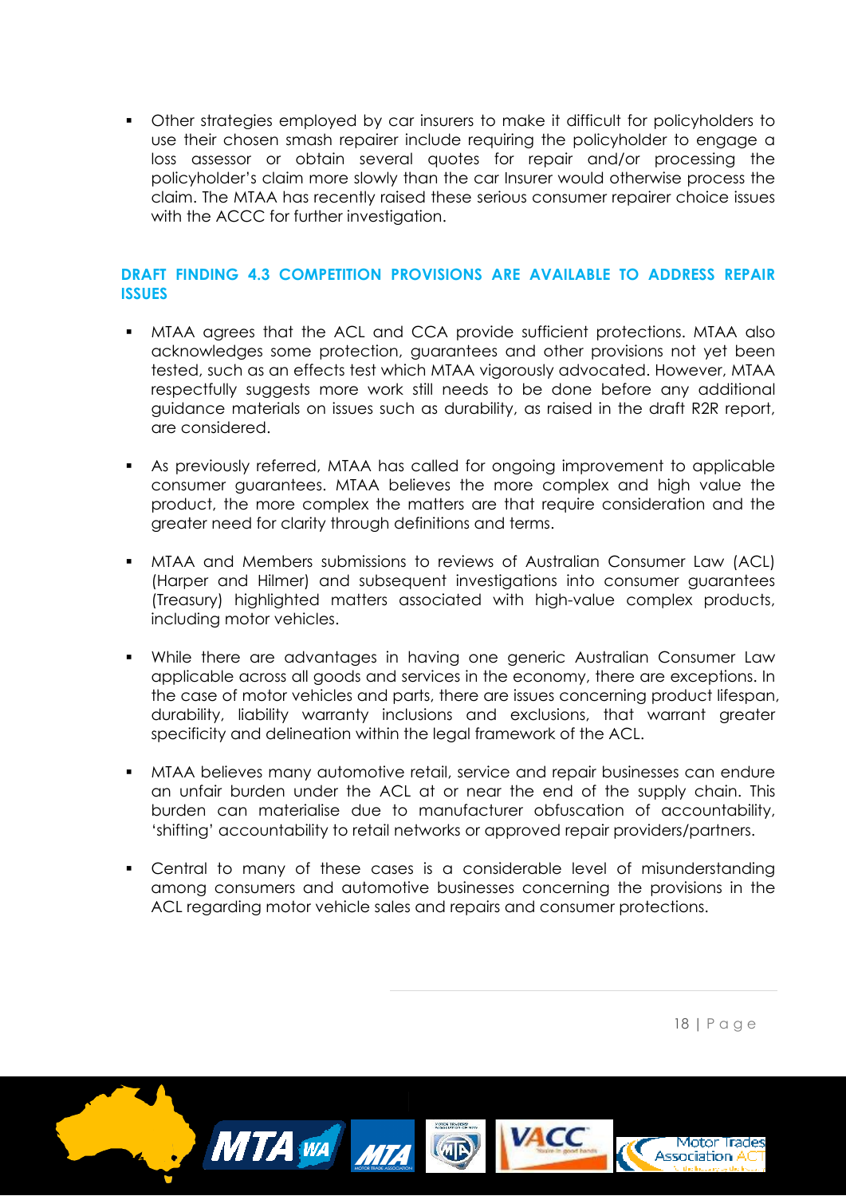- Other strategies employed by car insurers to make it difficult for policyholders to use their chosen smash repairer include requiring the policyholder to engage a loss assessor or obtain several quotes for repair and/or processing the policyholder's claim more slowly than the car Insurer would otherwise process the claim. The MTAA has recently raised these serious consumer repairer choice issues with the ACCC for further investigation.

## DRAFT FINDING 4.3 COMPETITION PROVISIONS ARE AVAILABLE TO ADDRESS REPAIR ISSUES

- MTAA agrees that the ACL and CCA provide sufficient protections. MTAA also acknowledges some protection, guarantees and other provisions not yet been tested, such as an effects test which MTAA vigorously advocated. However, MTAA respectfully suggests more work still needs to be done before any additional guidance materials on issues such as durability, as raised in the draft R2R report, are considered.

- As previously referred, MTAA has called for ongoing improvement to applicable consumer guarantees. MTAA believes the more complex and high value the product, the more complex the matters are that require consideration and the greater need for clarity through definitions and terms.

- MTAA and Members submissions to reviews of Australian Consumer Law (ACL) (Harper and Hilmer) and subsequent investigations into consumer guarantees (Treasury) highlighted matters associated with high-value complex products, including motor vehicles.

- While there are advantages in having one generic Australian Consumer Law applicable across all goods and services in the economy, there are exceptions. In the case of motor vehicles and parts, there are issues concerning product lifespan, durability, liability warranty inclusions and exclusions, that warrant greater specificity and delineation within the legal framework of the ACL.

- MTAA believes many automotive retail, service and repair businesses can endure an unfair burden under the ACL at or near the end of the supply chain. This burden can materialise due to manufacturer obfuscation of accountability, 'shifting' accountability to retail networks or approved repair providers/partners.

- Central to many of these cases is a considerable level of misunderstanding among consumers and automotive businesses concerning the provisions in the ACL regarding motor vehicle sales and repairs and consumer protections.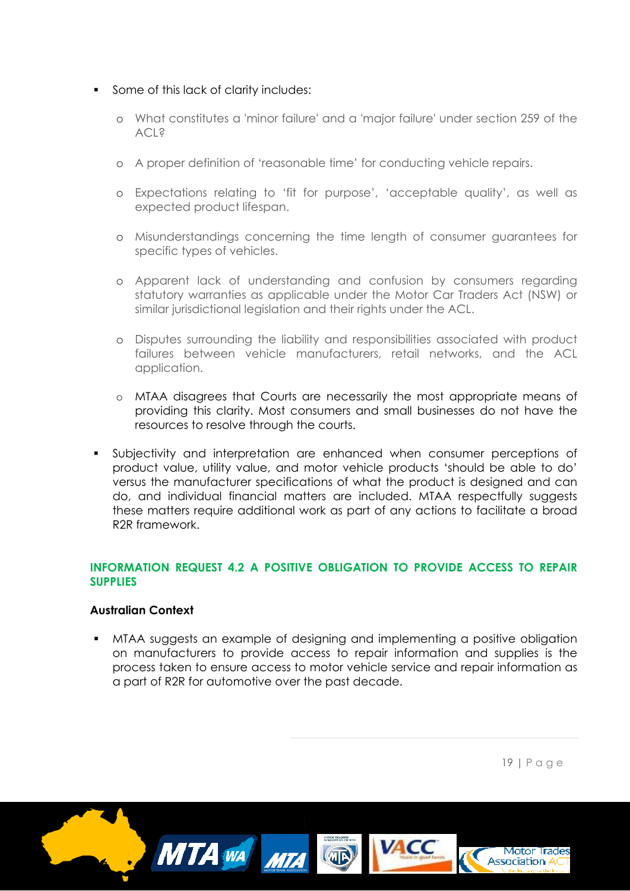- Some of this lack of clarity includes:
  - What constitutes a 'minor failure' and a 'major failure' under section 259 of the ACL?
  - A proper definition of 'reasonable time' for conducting vehicle repairs.
  - Expectations relating to 'fit for purpose', 'acceptable quality', as well as expected product lifespan.
  - Misunderstandings concerning the time length of consumer guarantees for specific types of vehicles.
  - Apparent lack of understanding and confusion by consumers regarding statutory warranties as applicable under the Motor Car Traders Act (NSW) or similar jurisdictional legislation and their rights under the ACL.
  - Disputes surrounding the liability and responsibilities associated with product failures between vehicle manufacturers, retail networks, and the ACL application.
  - MTAA disagrees that Courts are necessarily the most appropriate means of providing this clarity. Most consumers and small businesses do not have the resources to resolve through the courts.
- Subjectivity and interpretation are enhanced when consumer perceptions of product value, utility value, and motor vehicle products 'should be able to do' versus the manufacturer specifications of what the product is designed and can do, and individual financial matters are included. MTAA respectfully suggests these matters require additional work as part of any actions to facilitate a broad R2R framework.

## INFORMATION REQUEST 4.2 A POSITIVE OBLIGATION TO PROVIDE ACCESS TO REPAIR SUPPLIES

### Australian Context

- MTAA suggests an example of designing and implementing a positive obligation on manufacturers to provide access to repair information and supplies is the process taken to ensure access to motor vehicle service and repair information as a part of R2R for automotive over the past decade.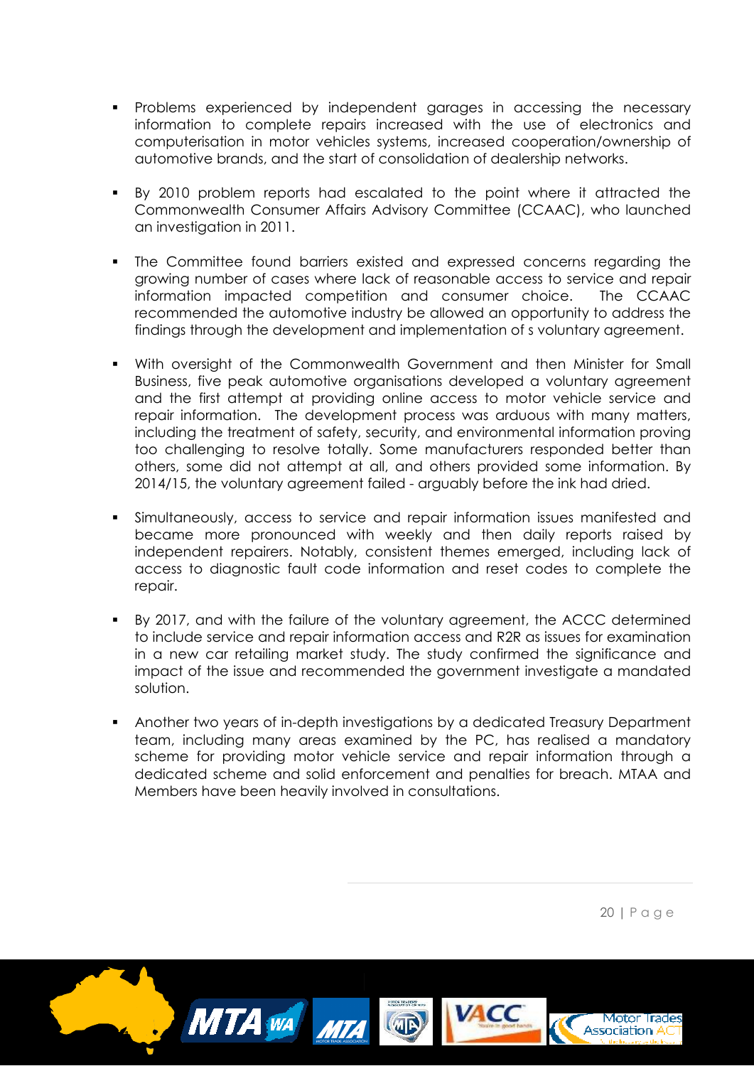- Problems experienced by independent garages in accessing the necessary information to complete repairs increased with the use of electronics and computerisation in motor vehicles systems, increased cooperation/ownership of automotive brands, and the start of consolidation of dealership networks.

- By 2010 problem reports had escalated to the point where it attracted the Commonwealth Consumer Affairs Advisory Committee (CCAAC), who launched an investigation in 2011.

- The Committee found barriers existed and expressed concerns regarding the growing number of cases where lack of reasonable access to service and repair information impacted competition and consumer choice. The CCAAC recommended the automotive industry be allowed an opportunity to address the findings through the development and implementation of s voluntary agreement.

- With oversight of the Commonwealth Government and then Minister for Small Business, five peak automotive organisations developed a voluntary agreement and the first attempt at providing online access to motor vehicle service and repair information. The development process was arduous with many matters, including the treatment of safety, security, and environmental information proving too challenging to resolve totally. Some manufacturers responded better than others, some did not attempt at all, and others provided some information. By 2014/15, the voluntary agreement failed - arguably before the ink had dried.

- Simultaneously, access to service and repair information issues manifested and became more pronounced with weekly and then daily reports raised by independent repairers. Notably, consistent themes emerged, including lack of access to diagnostic fault code information and reset codes to complete the repair.

- By 2017, and with the failure of the voluntary agreement, the ACCC determined to include service and repair information access and R2R as issues for examination in a new car retailing market study. The study confirmed the significance and impact of the issue and recommended the government investigate a mandated solution.

- Another two years of in-depth investigations by a dedicated Treasury Department team, including many areas examined by the PC, has realised a mandatory scheme for providing motor vehicle service and repair information through a dedicated scheme and solid enforcement and penalties for breach. MTAA and Members have been heavily involved in consultations.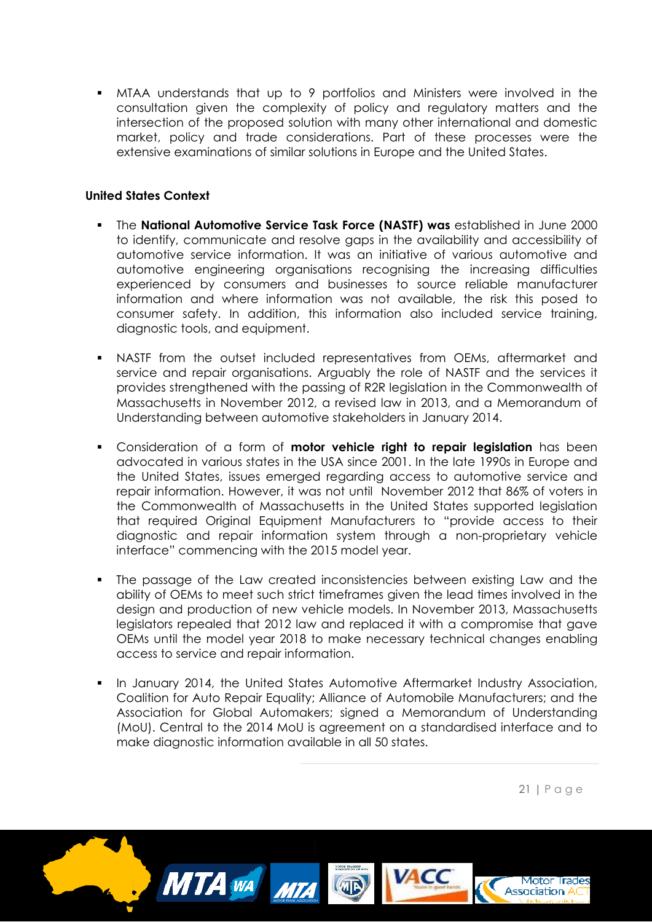- MTAA understands that up to 9 portfolios and Ministers were involved in the consultation given the complexity of policy and regulatory matters and the intersection of the proposed solution with many other international and domestic market, policy and trade considerations. Part of these processes were the extensive examinations of similar solutions in Europe and the United States.

**United States Context**

- The **National Automotive Service Task Force (NASTF) was** established in June 2000 to identify, communicate and resolve gaps in the availability and accessibility of automotive service information. It was an initiative of various automotive and automotive engineering organisations recognising the increasing difficulties experienced by consumers and businesses to source reliable manufacturer information and where information was not available, the risk this posed to consumer safety. In addition, this information also included service training, diagnostic tools, and equipment.

- NASTF from the outset included representatives from OEMs, aftermarket and service and repair organisations. Arguably the role of NASTF and the services it provides strengthened with the passing of R2R legislation in the Commonwealth of Massachusetts in November 2012, a revised law in 2013, and a Memorandum of Understanding between automotive stakeholders in January 2014.

- Consideration of a form of **motor vehicle right to repair legislation** has been advocated in various states in the USA since 2001. In the late 1990s in Europe and the United States, issues emerged regarding access to automotive service and repair information. However, it was not until November 2012 that 86% of voters in the Commonwealth of Massachusetts in the United States supported legislation that required Original Equipment Manufacturers to "provide access to their diagnostic and repair information system through a non-proprietary vehicle interface" commencing with the 2015 model year.

- The passage of the Law created inconsistencies between existing Law and the ability of OEMs to meet such strict timeframes given the lead times involved in the design and production of new vehicle models. In November 2013, Massachusetts legislators repealed that 2012 law and replaced it with a compromise that gave OEMs until the model year 2018 to make necessary technical changes enabling access to service and repair information.

- In January 2014, the United States Automotive Aftermarket Industry Association, Coalition for Auto Repair Equality; Alliance of Automobile Manufacturers; and the Association for Global Automakers; signed a Memorandum of Understanding (MoU). Central to the 2014 MoU is agreement on a standardised interface and to make diagnostic information available in all 50 states.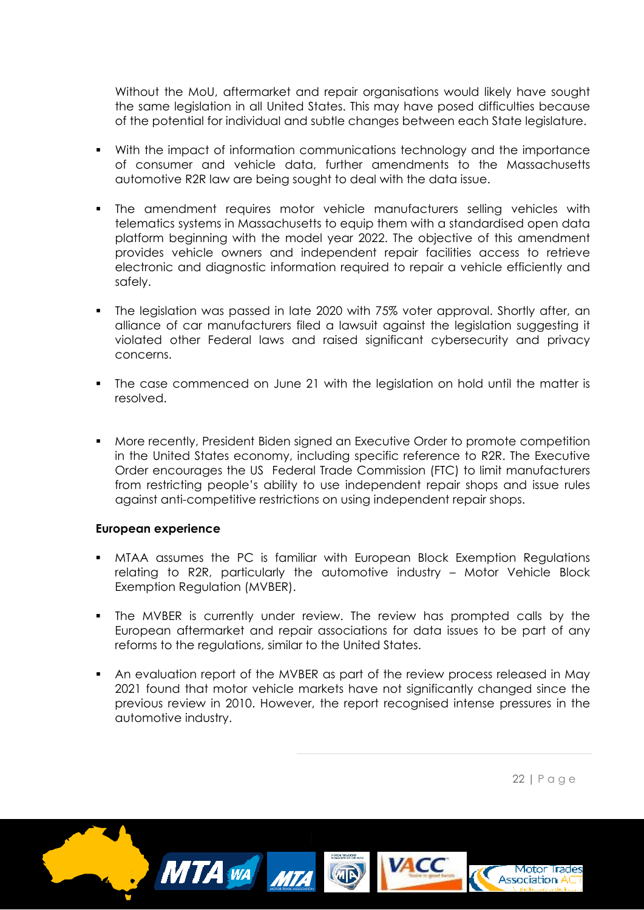Without the MoU, aftermarket and repair organisations would likely have sought the same legislation in all United States. This may have posed difficulties because of the potential for individual and subtle changes between each State legislature.

- With the impact of information communications technology and the importance of consumer and vehicle data, further amendments to the Massachusetts automotive R2R law are being sought to deal with the data issue.

- The amendment requires motor vehicle manufacturers selling vehicles with telematics systems in Massachusetts to equip them with a standardised open data platform beginning with the model year 2022. The objective of this amendment provides vehicle owners and independent repair facilities access to retrieve electronic and diagnostic information required to repair a vehicle efficiently and safely.

- The legislation was passed in late 2020 with 75% voter approval. Shortly after, an alliance of car manufacturers filed a lawsuit against the legislation suggesting it violated other Federal laws and raised significant cybersecurity and privacy concerns.

- The case commenced on June 21 with the legislation on hold until the matter is resolved.

- More recently, President Biden signed an Executive Order to promote competition in the United States economy, including specific reference to R2R. The Executive Order encourages the US Federal Trade Commission (FTC) to limit manufacturers from restricting people's ability to use independent repair shops and issue rules against anti-competitive restrictions on using independent repair shops.

**European experience**

- MTAA assumes the PC is familiar with European Block Exemption Regulations relating to R2R, particularly the automotive industry – Motor Vehicle Block Exemption Regulation (MVBER).

- The MVBER is currently under review. The review has prompted calls by the European aftermarket and repair associations for data issues to be part of any reforms to the regulations, similar to the United States.

- An evaluation report of the MVBER as part of the review process released in May 2021 found that motor vehicle markets have not significantly changed since the previous review in 2010. However, the report recognised intense pressures in the automotive industry.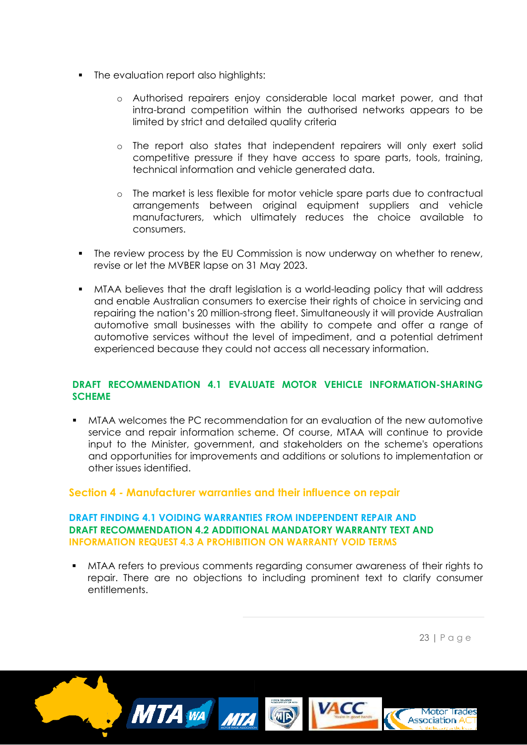- The evaluation report also highlights:
  - Authorised repairers enjoy considerable local market power, and that intra-brand competition within the authorised networks appears to be limited by strict and detailed quality criteria
  - The report also states that independent repairers will only exert solid competitive pressure if they have access to spare parts, tools, training, technical information and vehicle generated data.
  - The market is less flexible for motor vehicle spare parts due to contractual arrangements between original equipment suppliers and vehicle manufacturers, which ultimately reduces the choice available to consumers.
- The review process by the EU Commission is now underway on whether to renew, revise or let the MVBER lapse on 31 May 2023.
- MTAA believes that the draft legislation is a world-leading policy that will address and enable Australian consumers to exercise their rights of choice in servicing and repairing the nation's 20 million-strong fleet. Simultaneously it will provide Australian automotive small businesses with the ability to compete and offer a range of automotive services without the level of impediment, and a potential detriment experienced because they could not access all necessary information.

### DRAFT RECOMMENDATION 4.1 EVALUATE MOTOR VEHICLE INFORMATION-SHARING SCHEME

- MTAA welcomes the PC recommendation for an evaluation of the new automotive service and repair information scheme. Of course, MTAA will continue to provide input to the Minister, government, and stakeholders on the scheme's operations and opportunities for improvements and additions or solutions to implementation or other issues identified.

## Section 4 - Manufacturer warranties and their influence on repair

### DRAFT FINDING 4.1 VOIDING WARRANTIES FROM INDEPENDENT REPAIR AND DRAFT RECOMMENDATION 4.2 ADDITIONAL MANDATORY WARRANTY TEXT AND INFORMATION REQUEST 4.3 A PROHIBITION ON WARRANTY VOID TERMS

- MTAA refers to previous comments regarding consumer awareness of their rights to repair. There are no objections to including prominent text to clarify consumer entitlements.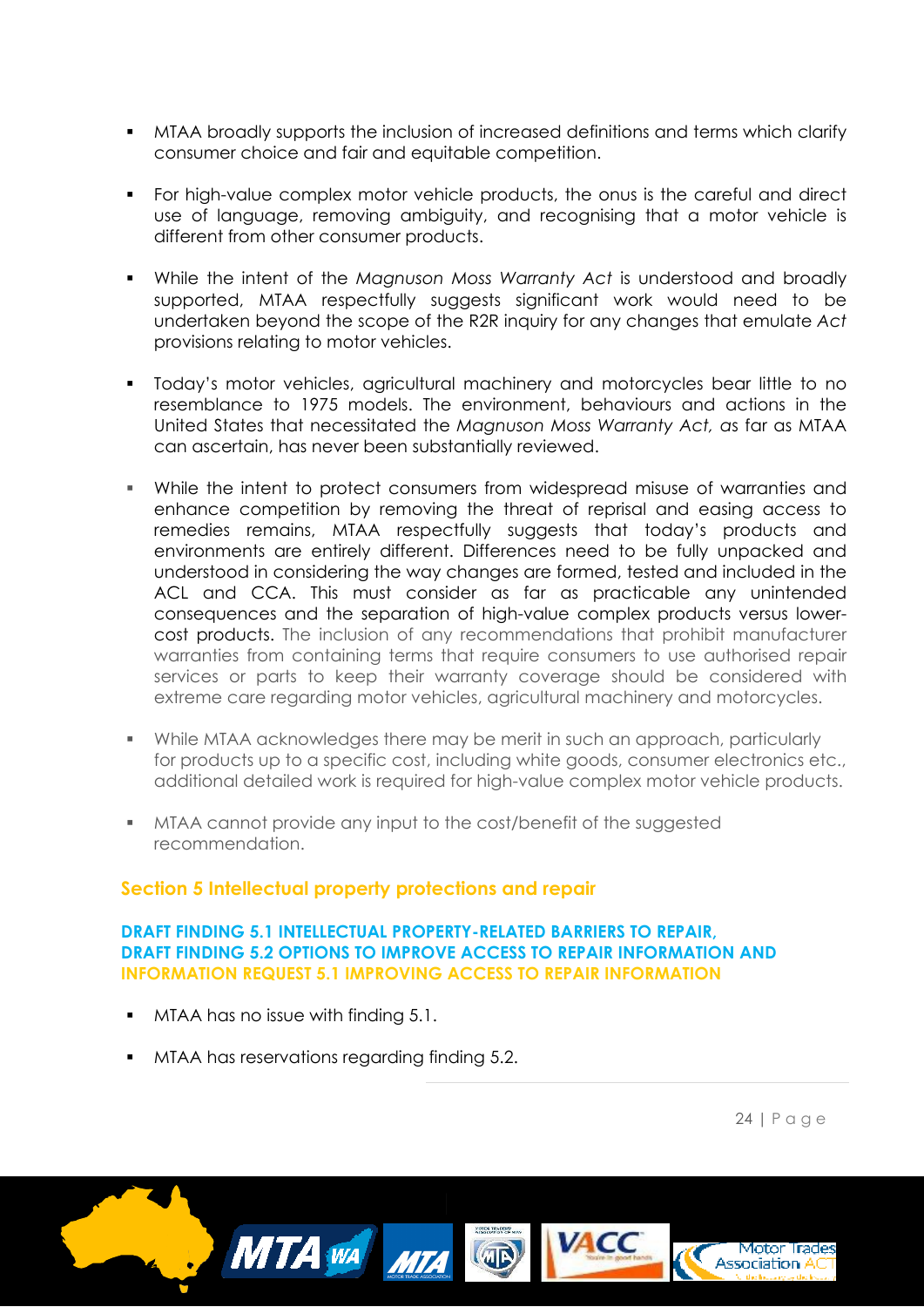- MTAA broadly supports the inclusion of increased definitions and terms which clarify consumer choice and fair and equitable competition.

- For high-value complex motor vehicle products, the onus is the careful and direct use of language, removing ambiguity, and recognising that a motor vehicle is different from other consumer products.

- While the intent of the *Magnuson Moss Warranty Act* is understood and broadly supported, MTAA respectfully suggests significant work would need to be undertaken beyond the scope of the R2R inquiry for any changes that emulate *Act* provisions relating to motor vehicles.

- Today's motor vehicles, agricultural machinery and motorcycles bear little to no resemblance to 1975 models. The environment, behaviours and actions in the United States that necessitated the *Magnuson Moss Warranty Act,* as far as MTAA can ascertain, has never been substantially reviewed.

- While the intent to protect consumers from widespread misuse of warranties and enhance competition by removing the threat of reprisal and easing access to remedies remains, MTAA respectfully suggests that today's products and environments are entirely different. Differences need to be fully unpacked and understood in considering the way changes are formed, tested and included in the ACL and CCA. This must consider as far as practicable any unintended consequences and the separation of high-value complex products versus lower-cost products. The inclusion of any recommendations that prohibit manufacturer warranties from containing terms that require consumers to use authorised repair services or parts to keep their warranty coverage should be considered with extreme care regarding motor vehicles, agricultural machinery and motorcycles.

- While MTAA acknowledges there may be merit in such an approach, particularly for products up to a specific cost, including white goods, consumer electronics etc., additional detailed work is required for high-value complex motor vehicle products.

- MTAA cannot provide any input to the cost/benefit of the suggested recommendation.

## Section 5 Intellectual property protections and repair

### DRAFT FINDING 5.1 INTELLECTUAL PROPERTY-RELATED BARRIERS TO REPAIR, DRAFT FINDING 5.2 OPTIONS TO IMPROVE ACCESS TO REPAIR INFORMATION AND INFORMATION REQUEST 5.1 IMPROVING ACCESS TO REPAIR INFORMATION

- MTAA has no issue with finding 5.1.

- MTAA has reservations regarding finding 5.2.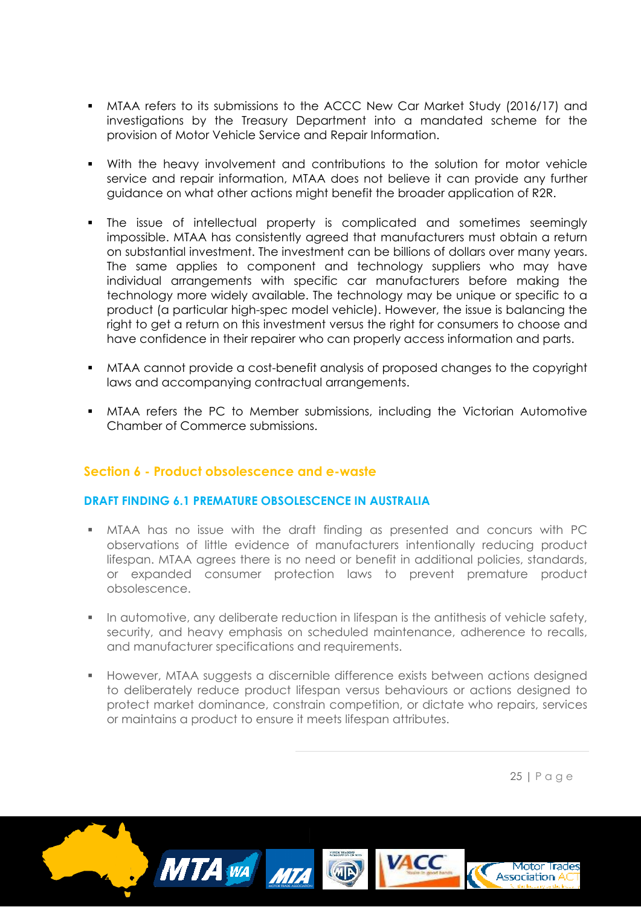- MTAA refers to its submissions to the ACCC New Car Market Study (2016/17) and investigations by the Treasury Department into a mandated scheme for the provision of Motor Vehicle Service and Repair Information.
- With the heavy involvement and contributions to the solution for motor vehicle service and repair information, MTAA does not believe it can provide any further guidance on what other actions might benefit the broader application of R2R.
- The issue of intellectual property is complicated and sometimes seemingly impossible. MTAA has consistently agreed that manufacturers must obtain a return on substantial investment. The investment can be billions of dollars over many years. The same applies to component and technology suppliers who may have individual arrangements with specific car manufacturers before making the technology more widely available. The technology may be unique or specific to a product (a particular high-spec model vehicle). However, the issue is balancing the right to get a return on this investment versus the right for consumers to choose and have confidence in their repairer who can properly access information and parts.
- MTAA cannot provide a cost-benefit analysis of proposed changes to the copyright laws and accompanying contractual arrangements.
- MTAA refers the PC to Member submissions, including the Victorian Automotive Chamber of Commerce submissions.

## Section 6 - Product obsolescence and e-waste

### DRAFT FINDING 6.1 PREMATURE OBSOLESCENCE IN AUSTRALIA

- MTAA has no issue with the draft finding as presented and concurs with PC observations of little evidence of manufacturers intentionally reducing product lifespan. MTAA agrees there is no need or benefit in additional policies, standards, or expanded consumer protection laws to prevent premature product obsolescence.
- In automotive, any deliberate reduction in lifespan is the antithesis of vehicle safety, security, and heavy emphasis on scheduled maintenance, adherence to recalls, and manufacturer specifications and requirements.
- However, MTAA suggests a discernible difference exists between actions designed to deliberately reduce product lifespan versus behaviours or actions designed to protect market dominance, constrain competition, or dictate who repairs, services or maintains a product to ensure it meets lifespan attributes.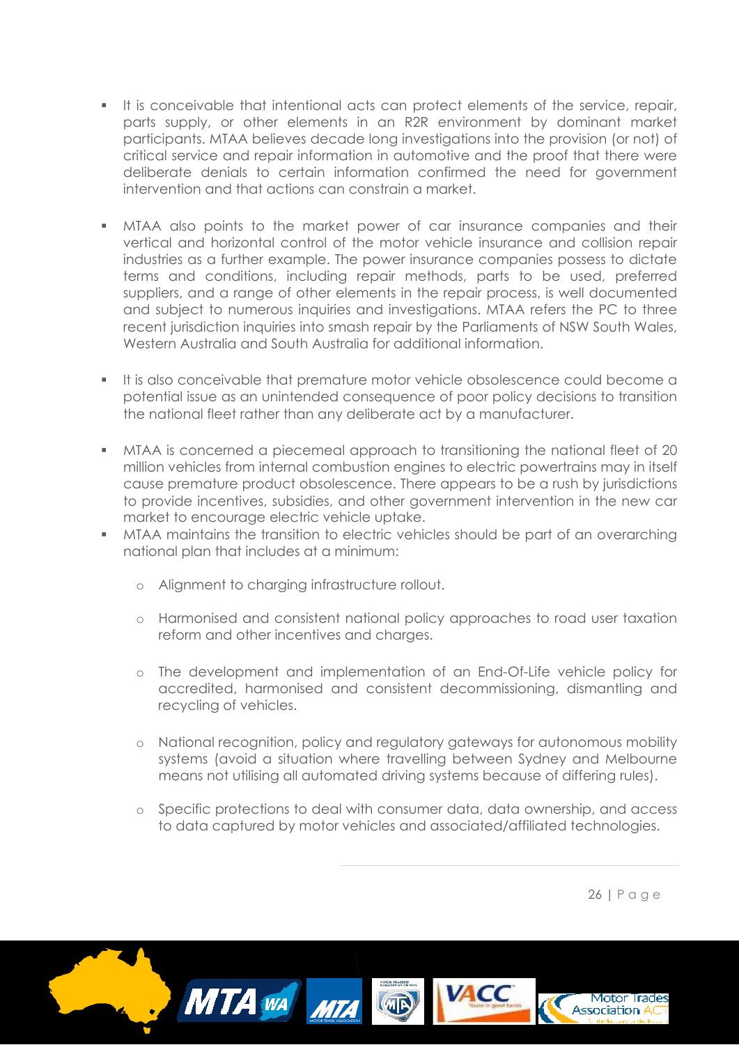- It is conceivable that intentional acts can protect elements of the service, repair, parts supply, or other elements in an R2R environment by dominant market participants. MTAA believes decade long investigations into the provision (or not) of critical service and repair information in automotive and the proof that there were deliberate denials to certain information confirmed the need for government intervention and that actions can constrain a market.

- MTAA also points to the market power of car insurance companies and their vertical and horizontal control of the motor vehicle insurance and collision repair industries as a further example. The power insurance companies possess to dictate terms and conditions, including repair methods, parts to be used, preferred suppliers, and a range of other elements in the repair process, is well documented and subject to numerous inquiries and investigations. MTAA refers the PC to three recent jurisdiction inquiries into smash repair by the Parliaments of NSW South Wales, Western Australia and South Australia for additional information.

- It is also conceivable that premature motor vehicle obsolescence could become a potential issue as an unintended consequence of poor policy decisions to transition the national fleet rather than any deliberate act by a manufacturer.

- MTAA is concerned a piecemeal approach to transitioning the national fleet of 20 million vehicles from internal combustion engines to electric powertrains may in itself cause premature product obsolescence. There appears to be a rush by jurisdictions to provide incentives, subsidies, and other government intervention in the new car market to encourage electric vehicle uptake.
- MTAA maintains the transition to electric vehicles should be part of an overarching national plan that includes at a minimum:

  - Alignment to charging infrastructure rollout.

  - Harmonised and consistent national policy approaches to road user taxation reform and other incentives and charges.

  - The development and implementation of an End-Of-Life vehicle policy for accredited, harmonised and consistent decommissioning, dismantling and recycling of vehicles.

  - National recognition, policy and regulatory gateways for autonomous mobility systems (avoid a situation where travelling between Sydney and Melbourne means not utilising all automated driving systems because of differing rules).

  - Specific protections to deal with consumer data, data ownership, and access to data captured by motor vehicles and associated/affiliated technologies.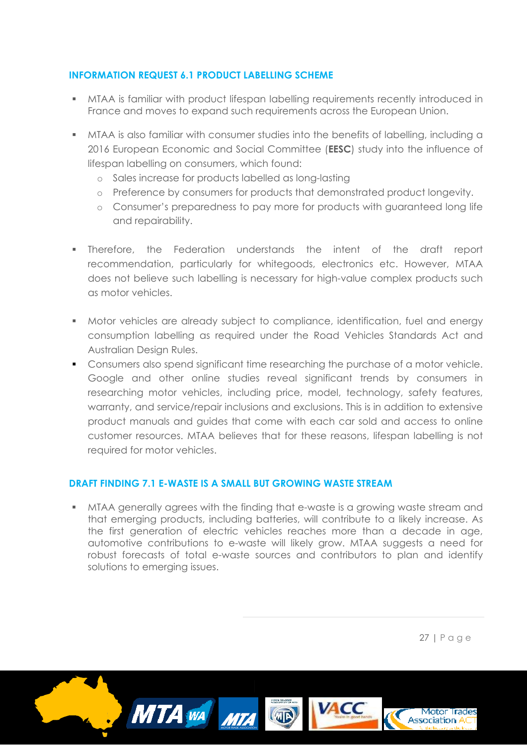### INFORMATION REQUEST 6.1 PRODUCT LABELLING SCHEME

- MTAA is familiar with product lifespan labelling requirements recently introduced in France and moves to expand such requirements across the European Union.
- MTAA is also familiar with consumer studies into the benefits of labelling, including a 2016 European Economic and Social Committee (**EESC**) study into the influence of lifespan labelling on consumers, which found:
    - Sales increase for products labelled as long-lasting
    - Preference by consumers for products that demonstrated product longevity.
    - Consumer's preparedness to pay more for products with guaranteed long life and repairability.
- Therefore, the Federation understands the intent of the draft report recommendation, particularly for whitegoods, electronics etc. However, MTAA does not believe such labelling is necessary for high-value complex products such as motor vehicles.
- Motor vehicles are already subject to compliance, identification, fuel and energy consumption labelling as required under the Road Vehicles Standards Act and Australian Design Rules.
- Consumers also spend significant time researching the purchase of a motor vehicle. Google and other online studies reveal significant trends by consumers in researching motor vehicles, including price, model, technology, safety features, warranty, and service/repair inclusions and exclusions. This is in addition to extensive product manuals and guides that come with each car sold and access to online customer resources. MTAA believes that for these reasons, lifespan labelling is not required for motor vehicles.

### DRAFT FINDING 7.1 E-WASTE IS A SMALL BUT GROWING WASTE STREAM

- MTAA generally agrees with the finding that e-waste is a growing waste stream and that emerging products, including batteries, will contribute to a likely increase. As the first generation of electric vehicles reaches more than a decade in age, automotive contributions to e-waste will likely grow. MTAA suggests a need for robust forecasts of total e-waste sources and contributors to plan and identify solutions to emerging issues.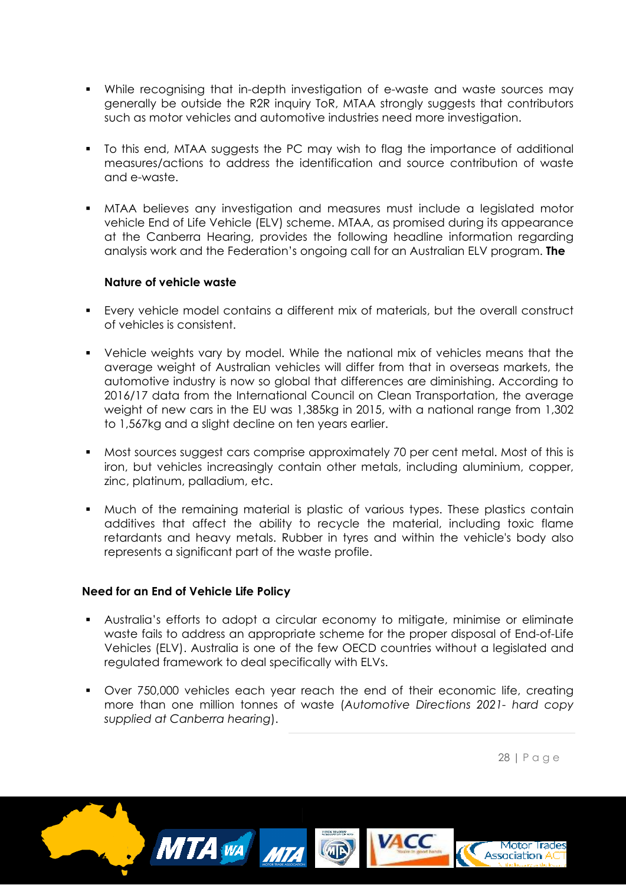- While recognising that in-depth investigation of e-waste and waste sources may generally be outside the R2R inquiry ToR, MTAA strongly suggests that contributors such as motor vehicles and automotive industries need more investigation.

- To this end, MTAA suggests the PC may wish to flag the importance of additional measures/actions to address the identification and source contribution of waste and e-waste.

- MTAA believes any investigation and measures must include a legislated motor vehicle End of Life Vehicle (ELV) scheme. MTAA, as promised during its appearance at the Canberra Hearing, provides the following headline information regarding analysis work and the Federation's ongoing call for an Australian ELV program. **The**

**Nature of vehicle waste**

- Every vehicle model contains a different mix of materials, but the overall construct of vehicles is consistent.

- Vehicle weights vary by model. While the national mix of vehicles means that the average weight of Australian vehicles will differ from that in overseas markets, the automotive industry is now so global that differences are diminishing. According to 2016/17 data from the International Council on Clean Transportation, the average weight of new cars in the EU was 1,385kg in 2015, with a national range from 1,302 to 1,567kg and a slight decline on ten years earlier.

- Most sources suggest cars comprise approximately 70 per cent metal. Most of this is iron, but vehicles increasingly contain other metals, including aluminium, copper, zinc, platinum, palladium, etc.

- Much of the remaining material is plastic of various types. These plastics contain additives that affect the ability to recycle the material, including toxic flame retardants and heavy metals. Rubber in tyres and within the vehicle's body also represents a significant part of the waste profile.

**Need for an End of Vehicle Life Policy**

- Australia's efforts to adopt a circular economy to mitigate, minimise or eliminate waste fails to address an appropriate scheme for the proper disposal of End-of-Life Vehicles (ELV). Australia is one of the few OECD countries without a legislated and regulated framework to deal specifically with ELVs.

- Over 750,000 vehicles each year reach the end of their economic life, creating more than one million tonnes of waste (*Automotive Directions 2021- hard copy supplied at Canberra hearing*).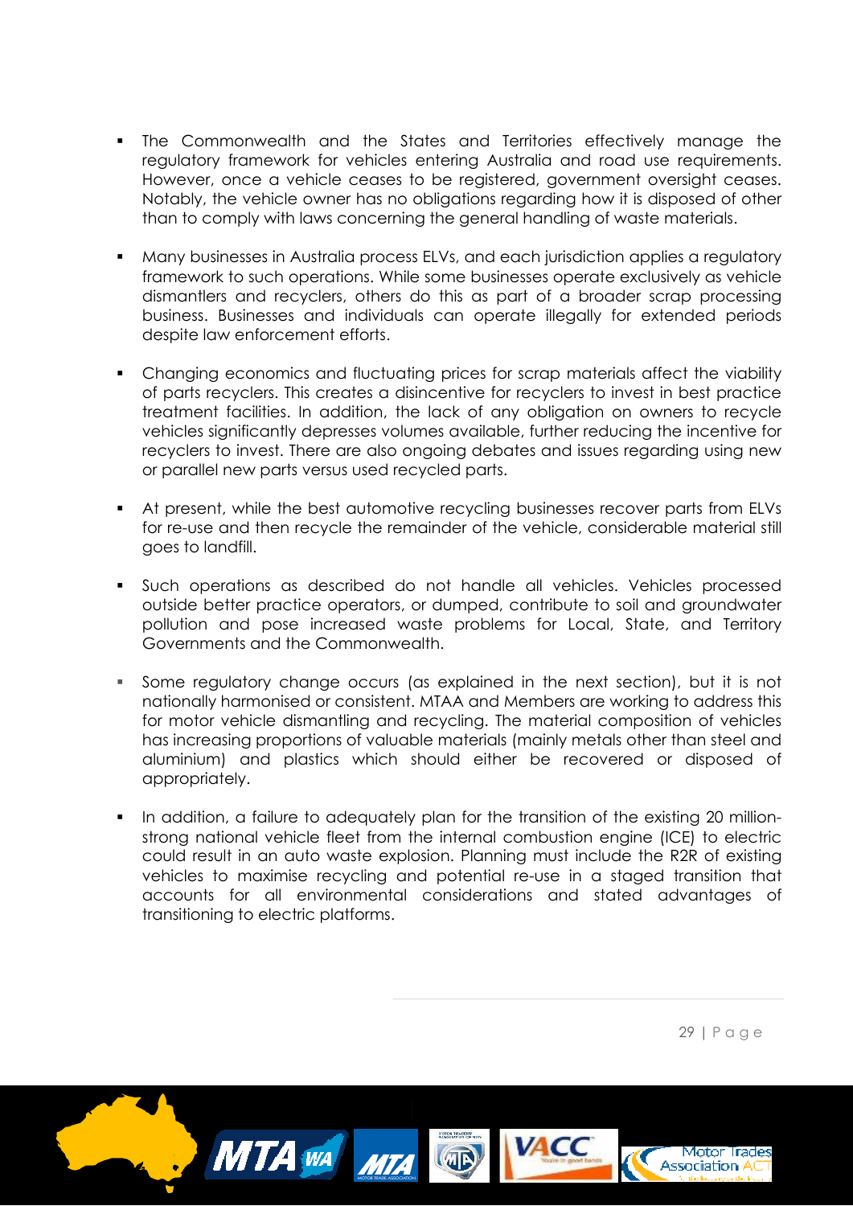- The Commonwealth and the States and Territories effectively manage the regulatory framework for vehicles entering Australia and road use requirements. However, once a vehicle ceases to be registered, government oversight ceases. Notably, the vehicle owner has no obligations regarding how it is disposed of other than to comply with laws concerning the general handling of waste materials.

- Many businesses in Australia process ELVs, and each jurisdiction applies a regulatory framework to such operations. While some businesses operate exclusively as vehicle dismantlers and recyclers, others do this as part of a broader scrap processing business. Businesses and individuals can operate illegally for extended periods despite law enforcement efforts.

- Changing economics and fluctuating prices for scrap materials affect the viability of parts recyclers. This creates a disincentive for recyclers to invest in best practice treatment facilities. In addition, the lack of any obligation on owners to recycle vehicles significantly depresses volumes available, further reducing the incentive for recyclers to invest. There are also ongoing debates and issues regarding using new or parallel new parts versus used recycled parts.

- At present, while the best automotive recycling businesses recover parts from ELVs for re-use and then recycle the remainder of the vehicle, considerable material still goes to landfill.

- Such operations as described do not handle all vehicles. Vehicles processed outside better practice operators, or dumped, contribute to soil and groundwater pollution and pose increased waste problems for Local, State, and Territory Governments and the Commonwealth.

- Some regulatory change occurs (as explained in the next section), but it is not nationally harmonised or consistent. MTAA and Members are working to address this for motor vehicle dismantling and recycling. The material composition of vehicles has increasing proportions of valuable materials (mainly metals other than steel and aluminium) and plastics which should either be recovered or disposed of appropriately.

- In addition, a failure to adequately plan for the transition of the existing 20 million-strong national vehicle fleet from the internal combustion engine (ICE) to electric could result in an auto waste explosion. Planning must include the R2R of existing vehicles to maximise recycling and potential re-use in a staged transition that accounts for all environmental considerations and stated advantages of transitioning to electric platforms.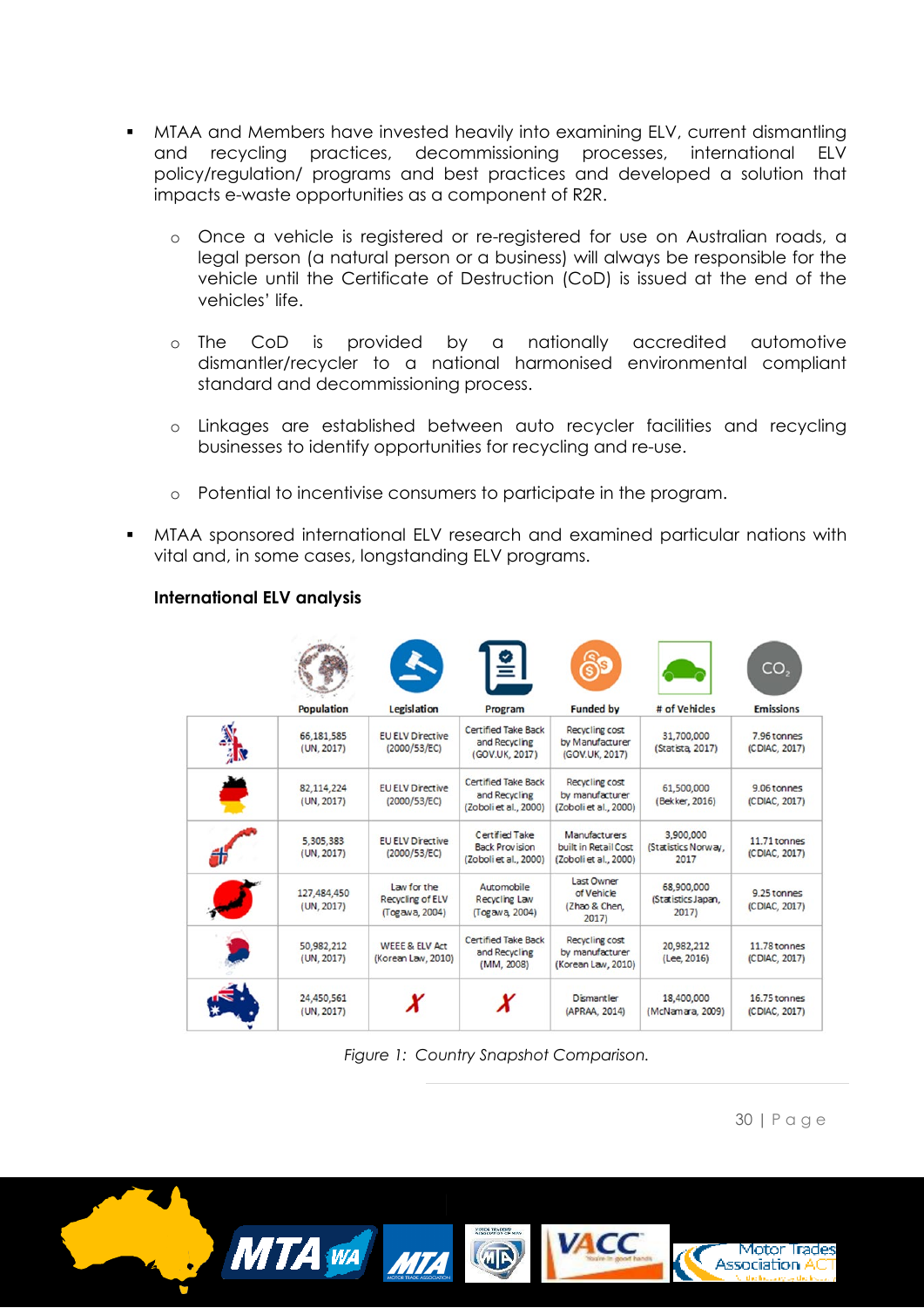- MTAA and Members have invested heavily into examining ELV, current dismantling and recycling practices, decommissioning processes, international ELV policy/regulation/ programs and best practices and developed a solution that impacts e-waste opportunities as a component of R2R.
  - Once a vehicle is registered or re-registered for use on Australian roads, a legal person (a natural person or a business) will always be responsible for the vehicle until the Certificate of Destruction (CoD) is issued at the end of the vehicles' life.
  - The CoD is provided by a nationally accredited automotive dismantler/recycler to a national harmonised environmental compliant standard and decommissioning process.
  - Linkages are established between auto recycler facilities and recycling businesses to identify opportunities for recycling and re-use.
  - Potential to incentivise consumers to participate in the program.
- MTAA sponsored international ELV research and examined particular nations with vital and, in some cases, longstanding ELV programs.

**International ELV analysis**

| | Population | Legislation | Program | Funded by | # of Vehicles | Emissions |
|---|---|---|---|---|---|---|
| United Kingdom | 66,181,585 (UN, 2017) | EU ELV Directive (2000/53/EC) | Certified Take Back and Recycling (GOV.UK, 2017) | Recycling cost by Manufacturer (GOV.UK, 2017) | 31,700,000 (Statista, 2017) | 7.96 tonnes (CDIAC, 2017) |
| Germany | 82,114,224 (UN, 2017) | EU ELV Directive (2000/53/EC) | Certified Take Back and Recycling (Zoboli et al., 2000) | Recycling cost by manufacturer (Zoboli et al., 2000) | 61,500,000 (Bekker, 2016) | 9.06 tonnes (CDIAC, 2017) |
| Norway | 5,305,383 (UN, 2017) | EU ELV Directive (2000/53/EC) | Certified Take Back Provision (Zoboli et al., 2000) | Manufacturers built in Retail Cost (Zoboli et al., 2000) | 3,900,000 (Statistics Norway, 2017 | 11.71 tonnes (CDIAC, 2017) |
| Japan | 127,484,450 (UN, 2017) | Law for the Recycling of ELV (Togawa, 2004) | Automobile Recycling Law (Togawa, 2004) | Last Owner of Vehicle (Zhao & Chen, 2017) | 68,900,000 (Statistics Japan, 2017) | 9.25 tonnes (CDIAC, 2017) |
| South Korea | 50,982,212 (UN, 2017) | WEEE & ELV Act (Korean Law, 2010) | Certified Take Back and Recycling (MM, 2008) | Recycling cost by manufacturer (Korean Law, 2010) | 20,982,212 (Lee, 2016) | 11.78 tonnes (CDIAC, 2017) |
| Australia | 24,450,561 (UN, 2017) | ✗ | ✗ | Dismantler (APRAA, 2014) | 18,400,000 (McNamara, 2009) | 16.75 tonnes (CDIAC, 2017) |

*Figure 1: Country Snapshot Comparison.*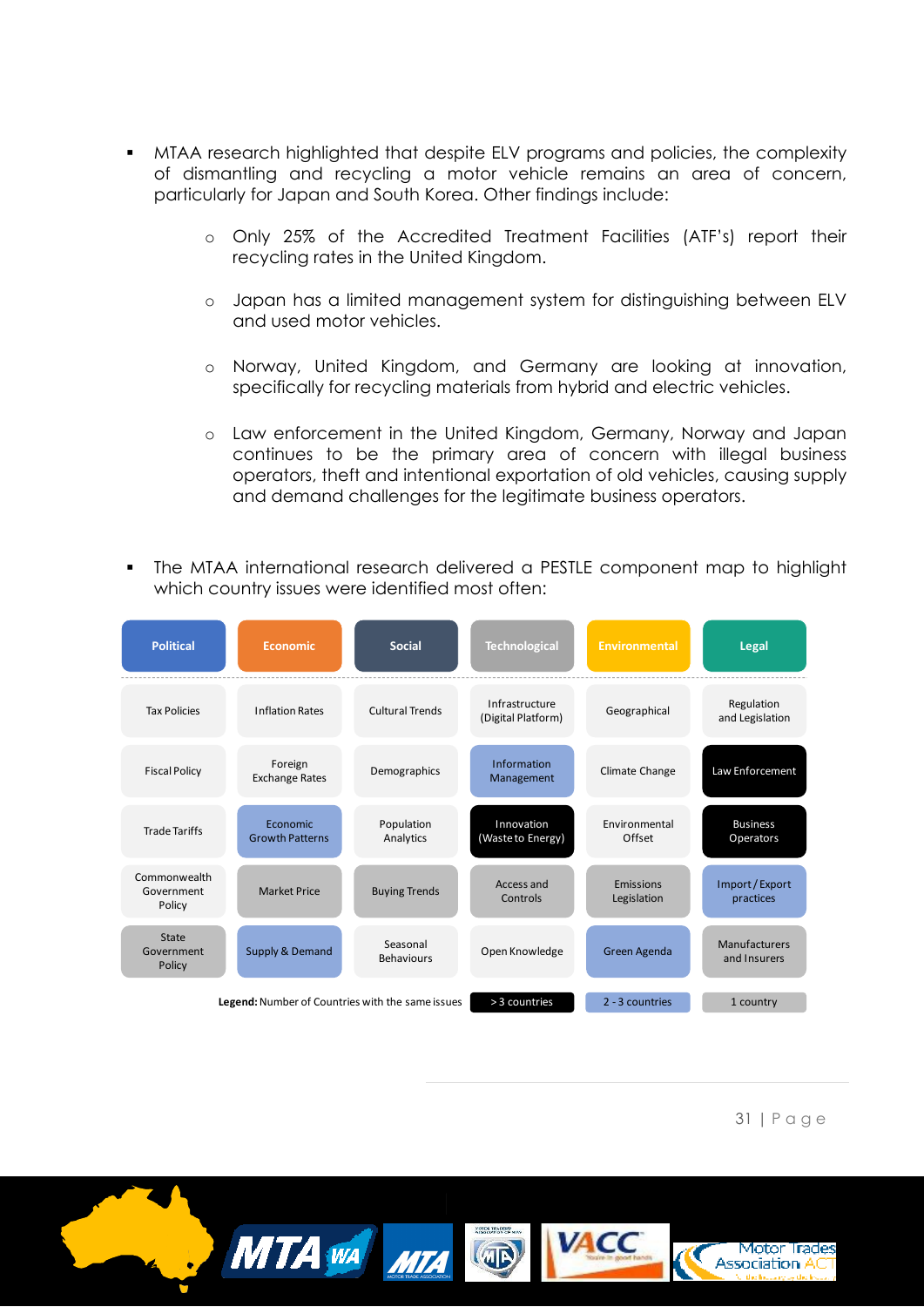- MTAA research highlighted that despite ELV programs and policies, the complexity of dismantling and recycling a motor vehicle remains an area of concern, particularly for Japan and South Korea. Other findings include:
    - Only 25% of the Accredited Treatment Facilities (ATF's) report their recycling rates in the United Kingdom.
    - Japan has a limited management system for distinguishing between ELV and used motor vehicles.
    - Norway, United Kingdom, and Germany are looking at innovation, specifically for recycling materials from hybrid and electric vehicles.
    - Law enforcement in the United Kingdom, Germany, Norway and Japan continues to be the primary area of concern with illegal business operators, theft and intentional exportation of old vehicles, causing supply and demand challenges for the legitimate business operators.

- The MTAA international research delivered a PESTLE component map to highlight which country issues were identified most often:

| Political | Economic | Social | Technological | Environmental | Legal |
|---|---|---|---|---|---|
| Tax Policies | Inflation Rates | Cultural Trends | Infrastructure (Digital Platform) | Geographical | Regulation and Legislation |
| Fiscal Policy | Foreign Exchange Rates | Demographics | Information Management | Climate Change | Law Enforcement |
| Trade Tariffs | Economic Growth Patterns | Population Analytics | Innovation (Waste to Energy) | Environmental Offset | Business Operators |
| Commonwealth Government Policy | Market Price | Buying Trends | Access and Controls | Emissions Legislation | Import / Export practices |
| State Government Policy | Supply & Demand | Seasonal Behaviours | Open Knowledge | Green Agenda | Manufacturers and Insurers |

**Legend:** Number of Countries with the same issues: > 3 countries (Law Enforcement; Innovation (Waste to Energy); Business Operators) | 2 - 3 countries (Information Management; Economic Growth Patterns; Supply & Demand; Green Agenda; Import / Export practices) | 1 country (Market Price; Buying Trends; Access and Controls; Emissions Legislation; State Government Policy; Manufacturers and Insurers)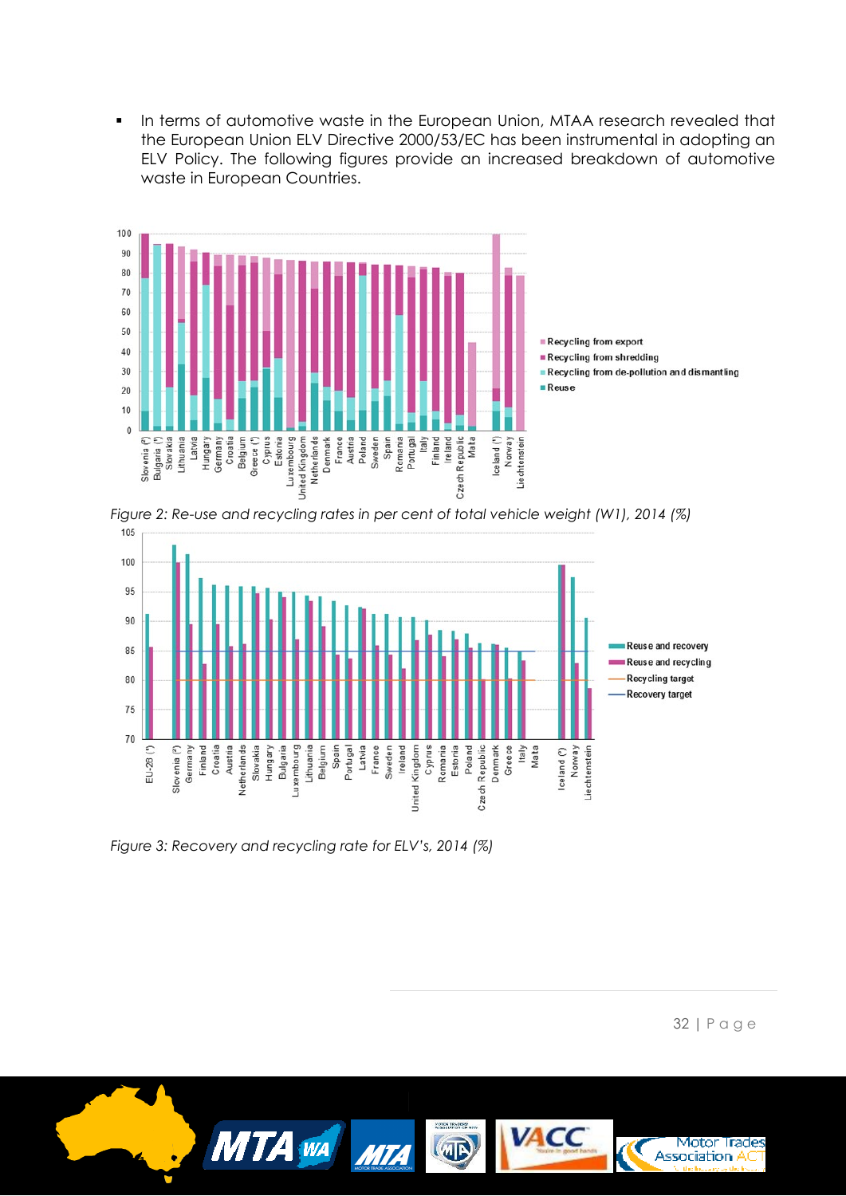- In terms of automotive waste in the European Union, MTAA research revealed that the European Union ELV Directive 2000/53/EC has been instrumental in adopting an ELV Policy. The following figures provide an increased breakdown of automotive waste in European Countries.

*Figure 2: Re-use and recycling rates in per cent of total vehicle weight (W1), 2014 (%)*

*Figure 3: Recovery and recycling rate for ELV's, 2014 (%)*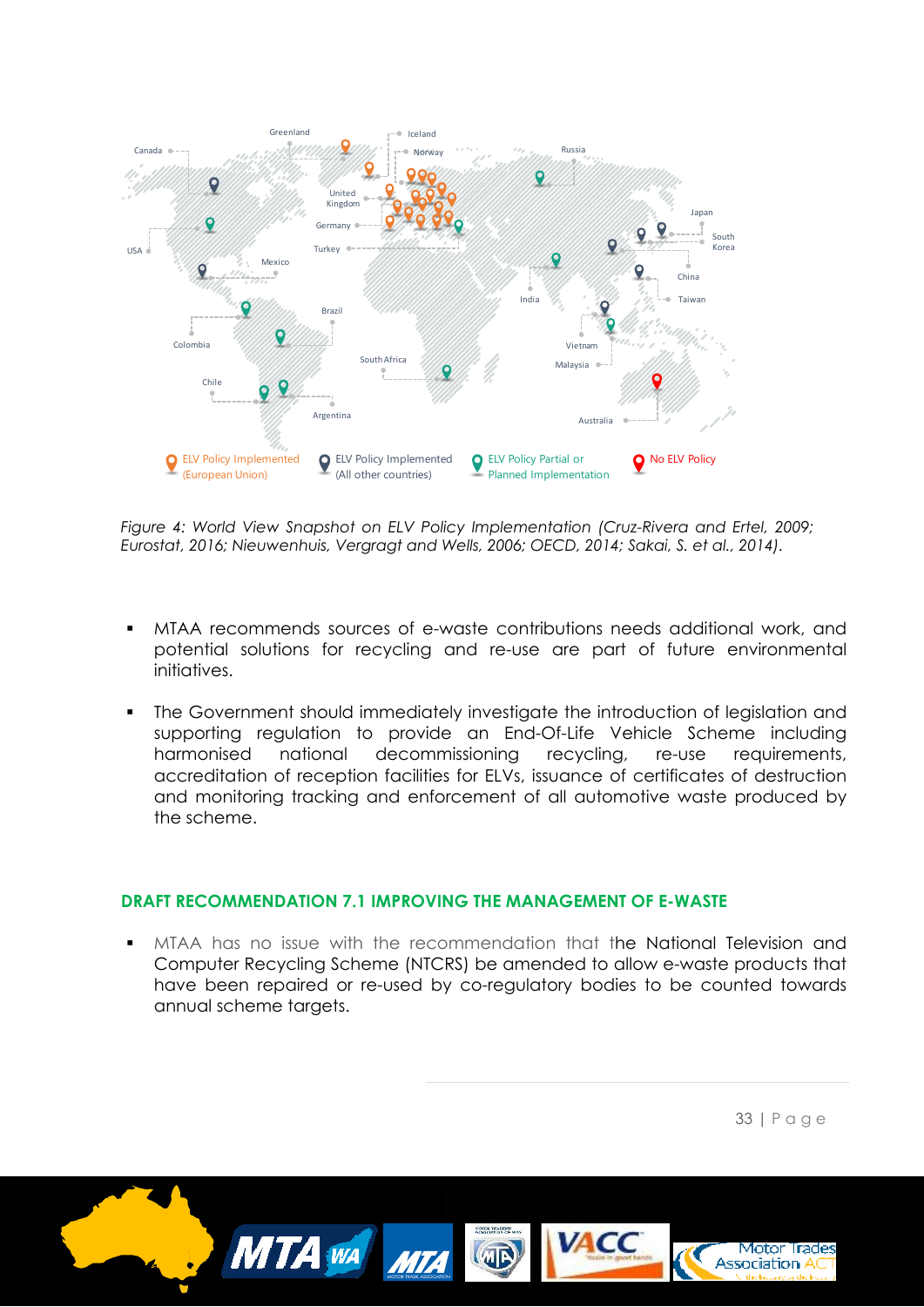*Figure 4: World View Snapshot on ELV Policy Implementation (Cruz-Rivera and Ertel, 2009; Eurostat, 2016; Nieuwenhuis, Vergragt and Wells, 2006; OECD, 2014; Sakai, S. et al., 2014).*

- MTAA recommends sources of e-waste contributions needs additional work, and potential solutions for recycling and re-use are part of future environmental initiatives.

- The Government should immediately investigate the introduction of legislation and supporting regulation to provide an End-Of-Life Vehicle Scheme including harmonised national decommissioning recycling, re-use requirements, accreditation of reception facilities for ELVs, issuance of certificates of destruction and monitoring tracking and enforcement of all automotive waste produced by the scheme.

## DRAFT RECOMMENDATION 7.1 IMPROVING THE MANAGEMENT OF E-WASTE

- MTAA has no issue with the recommendation that the National Television and Computer Recycling Scheme (NTCRS) be amended to allow e-waste products that have been repaired or re-used by co-regulatory bodies to be counted towards annual scheme targets.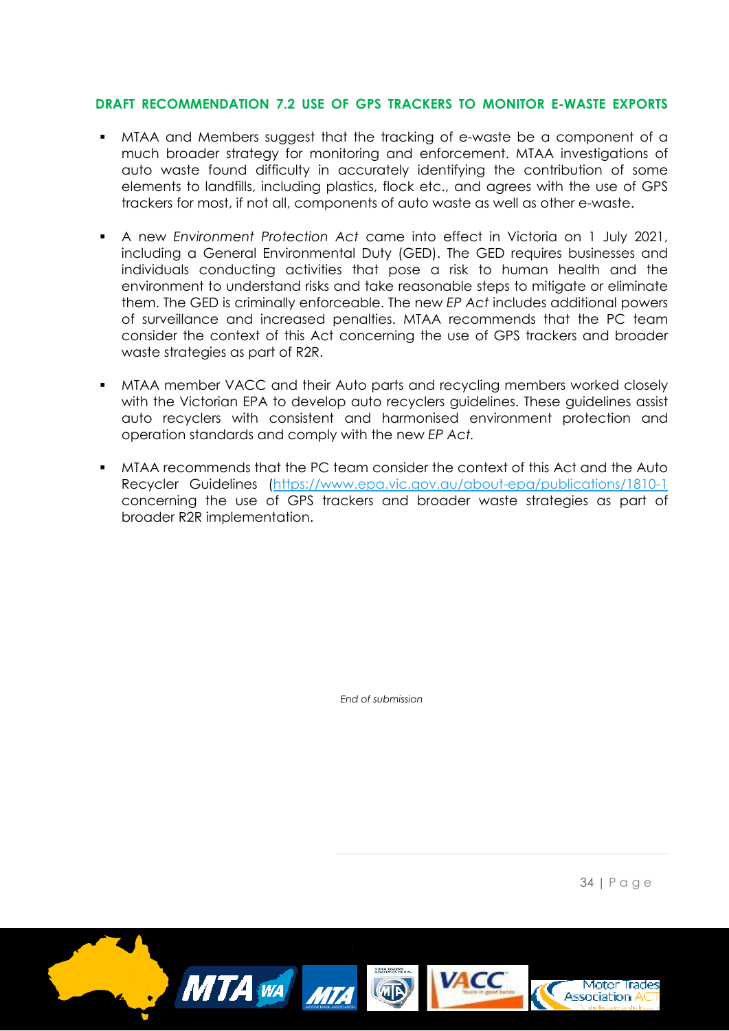## DRAFT RECOMMENDATION 7.2 USE OF GPS TRACKERS TO MONITOR E-WASTE EXPORTS

- MTAA and Members suggest that the tracking of e-waste be a component of a much broader strategy for monitoring and enforcement. MTAA investigations of auto waste found difficulty in accurately identifying the contribution of some elements to landfills, including plastics, flock etc., and agrees with the use of GPS trackers for most, if not all, components of auto waste as well as other e-waste.
- A new *Environment Protection Act* came into effect in Victoria on 1 July 2021, including a General Environmental Duty (GED). The GED requires businesses and individuals conducting activities that pose a risk to human health and the environment to understand risks and take reasonable steps to mitigate or eliminate them. The GED is criminally enforceable. The new *EP Act* includes additional powers of surveillance and increased penalties. MTAA recommends that the PC team consider the context of this Act concerning the use of GPS trackers and broader waste strategies as part of R2R.
- MTAA member VACC and their Auto parts and recycling members worked closely with the Victorian EPA to develop auto recyclers guidelines. These guidelines assist auto recyclers with consistent and harmonised environment protection and operation standards and comply with the new *EP Act.*
- MTAA recommends that the PC team consider the context of this Act and the Auto Recycler Guidelines (https://www.epa.vic.gov.au/about-epa/publications/1810-1 concerning the use of GPS trackers and broader waste strategies as part of broader R2R implementation.

*End of submission*